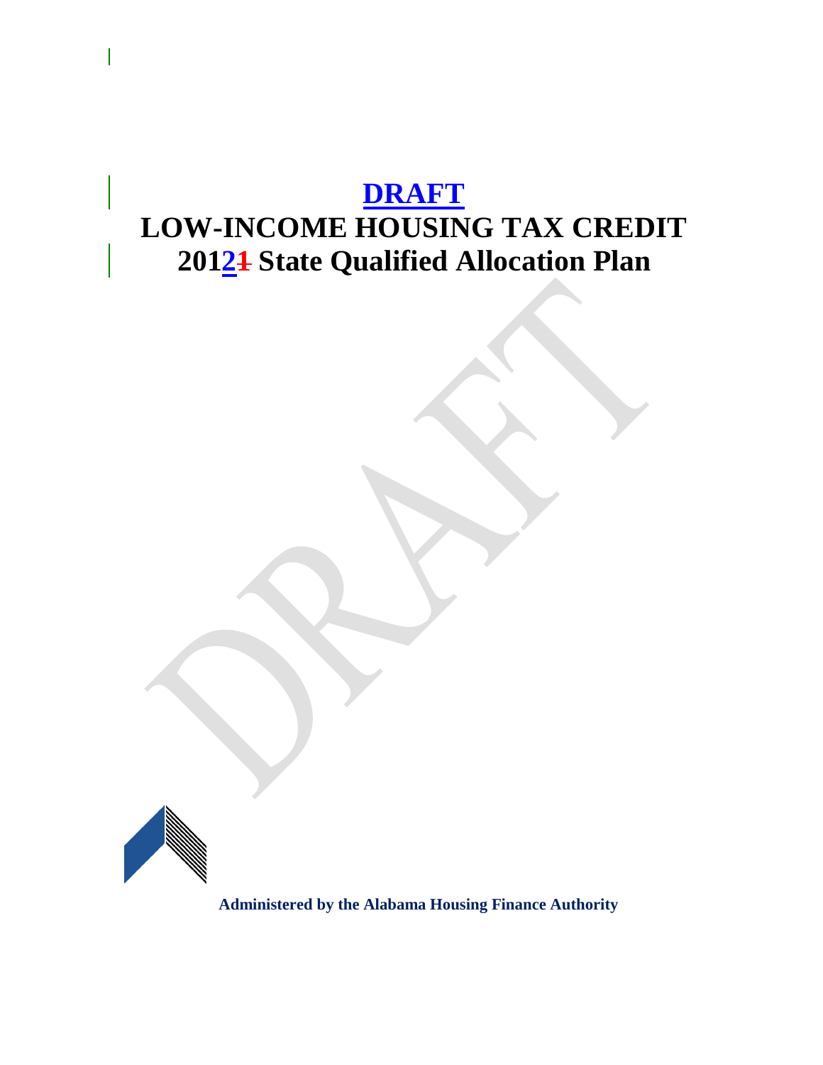# DRAFT

# LOW-INCOME HOUSING TAX CREDIT
# 201~~1~~2 State Qualified Allocation Plan

**Administered by the Alabama Housing Finance Authority**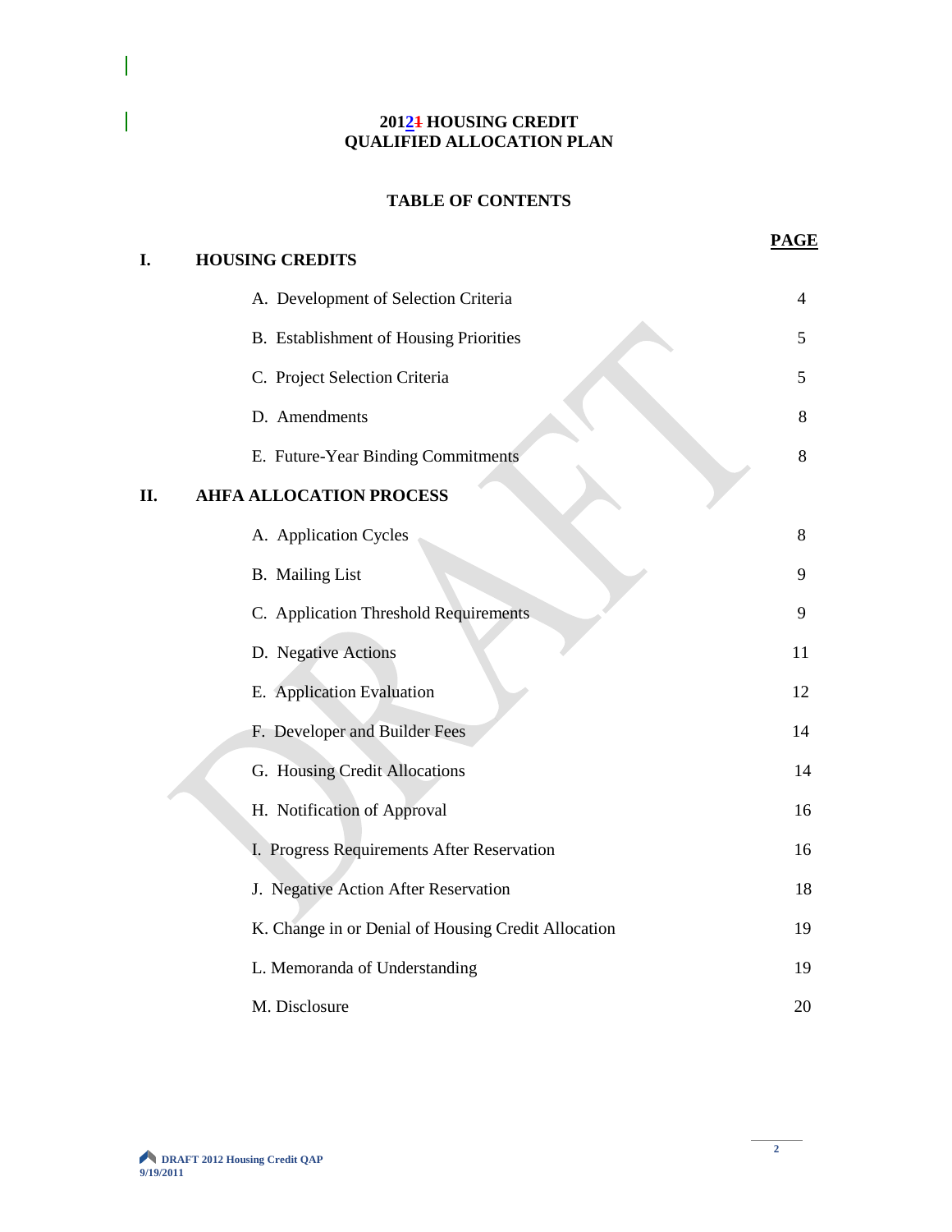# 20121 HOUSING CREDIT QUALIFIED ALLOCATION PLAN

## TABLE OF CONTENTS

| | | PAGE |
|---|---|---|
| **I.** | **HOUSING CREDITS** | |
| | A. Development of Selection Criteria | 4 |
| | B. Establishment of Housing Priorities | 5 |
| | C. Project Selection Criteria | 5 |
| | D. Amendments | 8 |
| | E. Future-Year Binding Commitments | 8 |
| **II.** | **AHFA ALLOCATION PROCESS** | |
| | A. Application Cycles | 8 |
| | B. Mailing List | 9 |
| | C. Application Threshold Requirements | 9 |
| | D. Negative Actions | 11 |
| | E. Application Evaluation | 12 |
| | F. Developer and Builder Fees | 14 |
| | G. Housing Credit Allocations | 14 |
| | H. Notification of Approval | 16 |
| | I. Progress Requirements After Reservation | 16 |
| | J. Negative Action After Reservation | 18 |
| | K. Change in or Denial of Housing Credit Allocation | 19 |
| | L. Memoranda of Understanding | 19 |
| | M. Disclosure | 20 |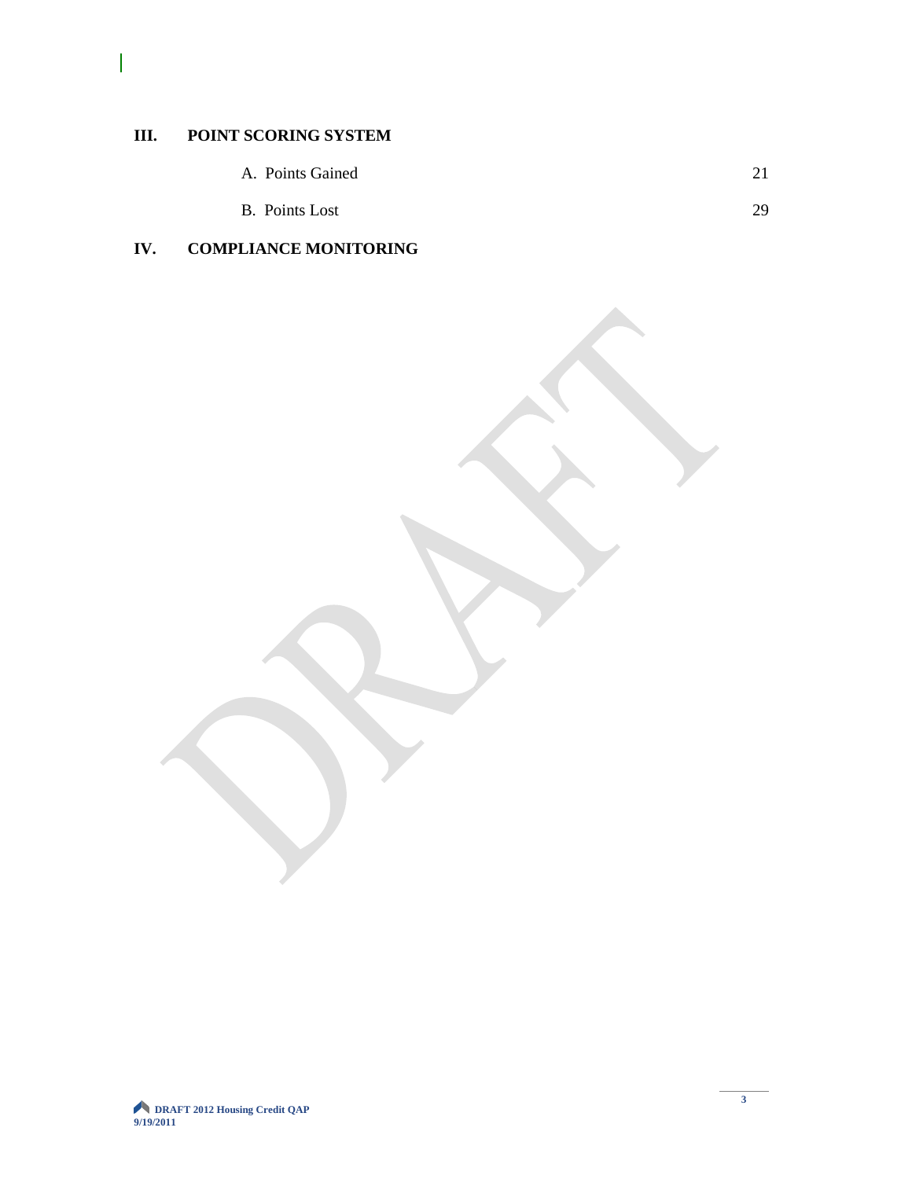**III. POINT SCORING SYSTEM**

A. Points Gained 21

B. Points Lost 29

**IV. COMPLIANCE MONITORING**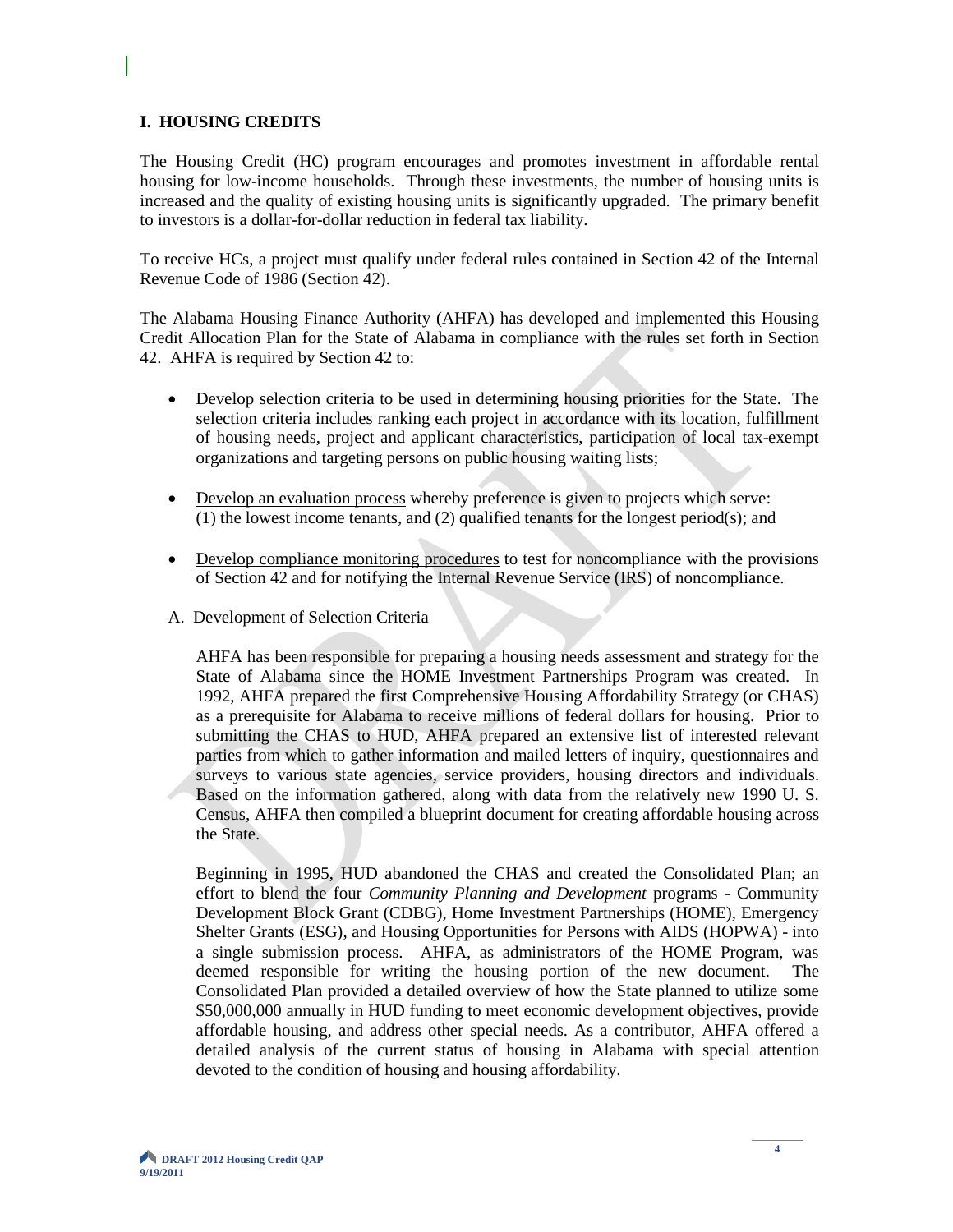## I. HOUSING CREDITS

The Housing Credit (HC) program encourages and promotes investment in affordable rental housing for low-income households. Through these investments, the number of housing units is increased and the quality of existing housing units is significantly upgraded. The primary benefit to investors is a dollar-for-dollar reduction in federal tax liability.

To receive HCs, a project must qualify under federal rules contained in Section 42 of the Internal Revenue Code of 1986 (Section 42).

The Alabama Housing Finance Authority (AHFA) has developed and implemented this Housing Credit Allocation Plan for the State of Alabama in compliance with the rules set forth in Section 42. AHFA is required by Section 42 to:

- Develop selection criteria to be used in determining housing priorities for the State. The selection criteria includes ranking each project in accordance with its location, fulfillment of housing needs, project and applicant characteristics, participation of local tax-exempt organizations and targeting persons on public housing waiting lists;
- Develop an evaluation process whereby preference is given to projects which serve: (1) the lowest income tenants, and (2) qualified tenants for the longest period(s); and
- Develop compliance monitoring procedures to test for noncompliance with the provisions of Section 42 and for notifying the Internal Revenue Service (IRS) of noncompliance.

### A. Development of Selection Criteria

AHFA has been responsible for preparing a housing needs assessment and strategy for the State of Alabama since the HOME Investment Partnerships Program was created. In 1992, AHFA prepared the first Comprehensive Housing Affordability Strategy (or CHAS) as a prerequisite for Alabama to receive millions of federal dollars for housing. Prior to submitting the CHAS to HUD, AHFA prepared an extensive list of interested relevant parties from which to gather information and mailed letters of inquiry, questionnaires and surveys to various state agencies, service providers, housing directors and individuals. Based on the information gathered, along with data from the relatively new 1990 U. S. Census, AHFA then compiled a blueprint document for creating affordable housing across the State.

Beginning in 1995, HUD abandoned the CHAS and created the Consolidated Plan; an effort to blend the four *Community Planning and Development* programs - Community Development Block Grant (CDBG), Home Investment Partnerships (HOME), Emergency Shelter Grants (ESG), and Housing Opportunities for Persons with AIDS (HOPWA) - into a single submission process. AHFA, as administrators of the HOME Program, was deemed responsible for writing the housing portion of the new document. The Consolidated Plan provided a detailed overview of how the State planned to utilize some $50,000,000 annually in HUD funding to meet economic development objectives, provide affordable housing, and address other special needs. As a contributor, AHFA offered a detailed analysis of the current status of housing in Alabama with special attention devoted to the condition of housing and housing affordability.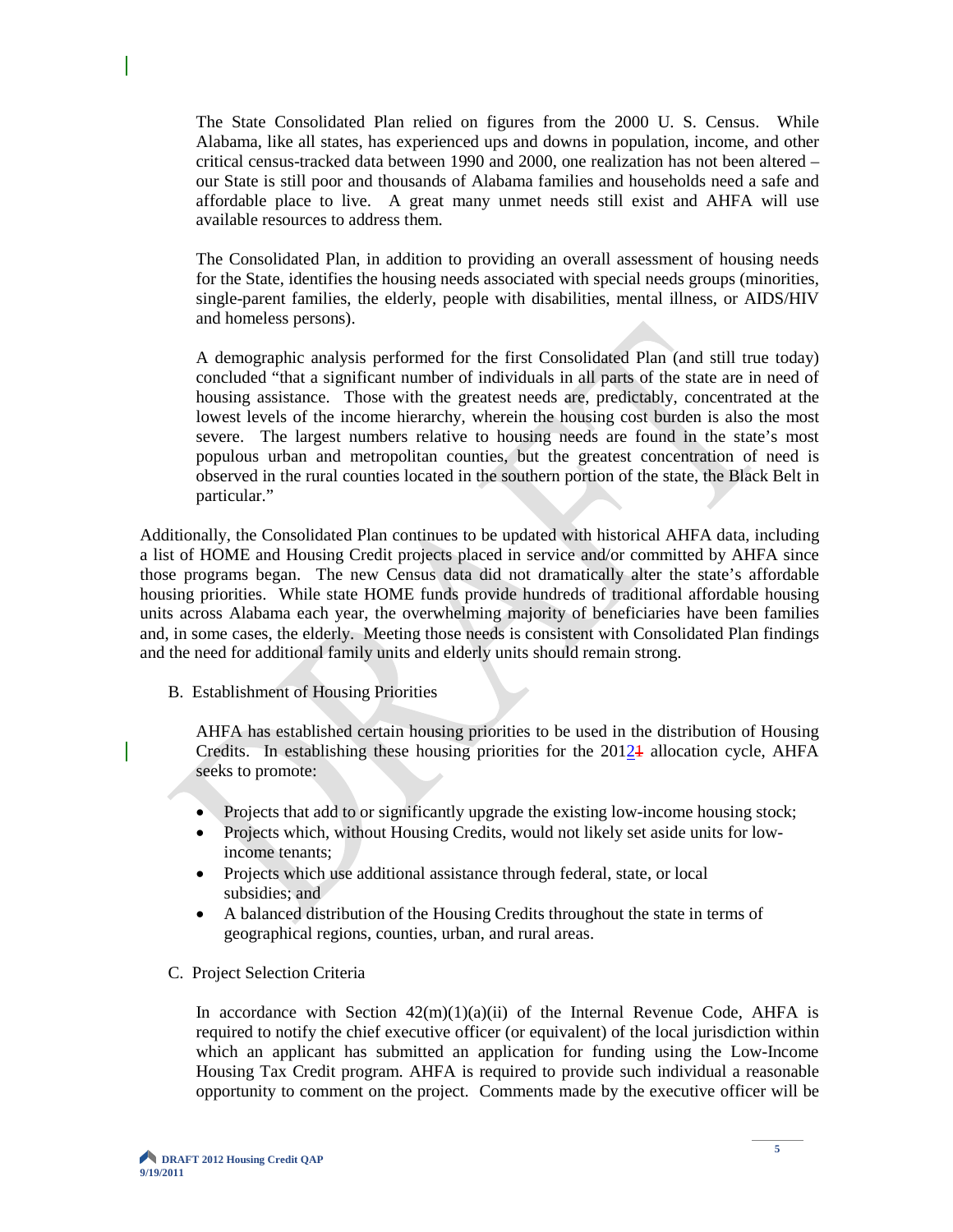The State Consolidated Plan relied on figures from the 2000 U. S. Census. While Alabama, like all states, has experienced ups and downs in population, income, and other critical census-tracked data between 1990 and 2000, one realization has not been altered – our State is still poor and thousands of Alabama families and households need a safe and affordable place to live. A great many unmet needs still exist and AHFA will use available resources to address them.

The Consolidated Plan, in addition to providing an overall assessment of housing needs for the State, identifies the housing needs associated with special needs groups (minorities, single-parent families, the elderly, people with disabilities, mental illness, or AIDS/HIV and homeless persons).

A demographic analysis performed for the first Consolidated Plan (and still true today) concluded "that a significant number of individuals in all parts of the state are in need of housing assistance. Those with the greatest needs are, predictably, concentrated at the lowest levels of the income hierarchy, wherein the housing cost burden is also the most severe. The largest numbers relative to housing needs are found in the state's most populous urban and metropolitan counties, but the greatest concentration of need is observed in the rural counties located in the southern portion of the state, the Black Belt in particular."

Additionally, the Consolidated Plan continues to be updated with historical AHFA data, including a list of HOME and Housing Credit projects placed in service and/or committed by AHFA since those programs began. The new Census data did not dramatically alter the state's affordable housing priorities. While state HOME funds provide hundreds of traditional affordable housing units across Alabama each year, the overwhelming majority of beneficiaries have been families and, in some cases, the elderly. Meeting those needs is consistent with Consolidated Plan findings and the need for additional family units and elderly units should remain strong.

B. Establishment of Housing Priorities

AHFA has established certain housing priorities to be used in the distribution of Housing Credits. In establishing these housing priorities for the 20121 allocation cycle, AHFA seeks to promote:

- Projects that add to or significantly upgrade the existing low-income housing stock;
- Projects which, without Housing Credits, would not likely set aside units for low-income tenants;
- Projects which use additional assistance through federal, state, or local subsidies; and
- A balanced distribution of the Housing Credits throughout the state in terms of geographical regions, counties, urban, and rural areas.

C. Project Selection Criteria

In accordance with Section 42(m)(1)(a)(ii) of the Internal Revenue Code, AHFA is required to notify the chief executive officer (or equivalent) of the local jurisdiction within which an applicant has submitted an application for funding using the Low-Income Housing Tax Credit program. AHFA is required to provide such individual a reasonable opportunity to comment on the project. Comments made by the executive officer will be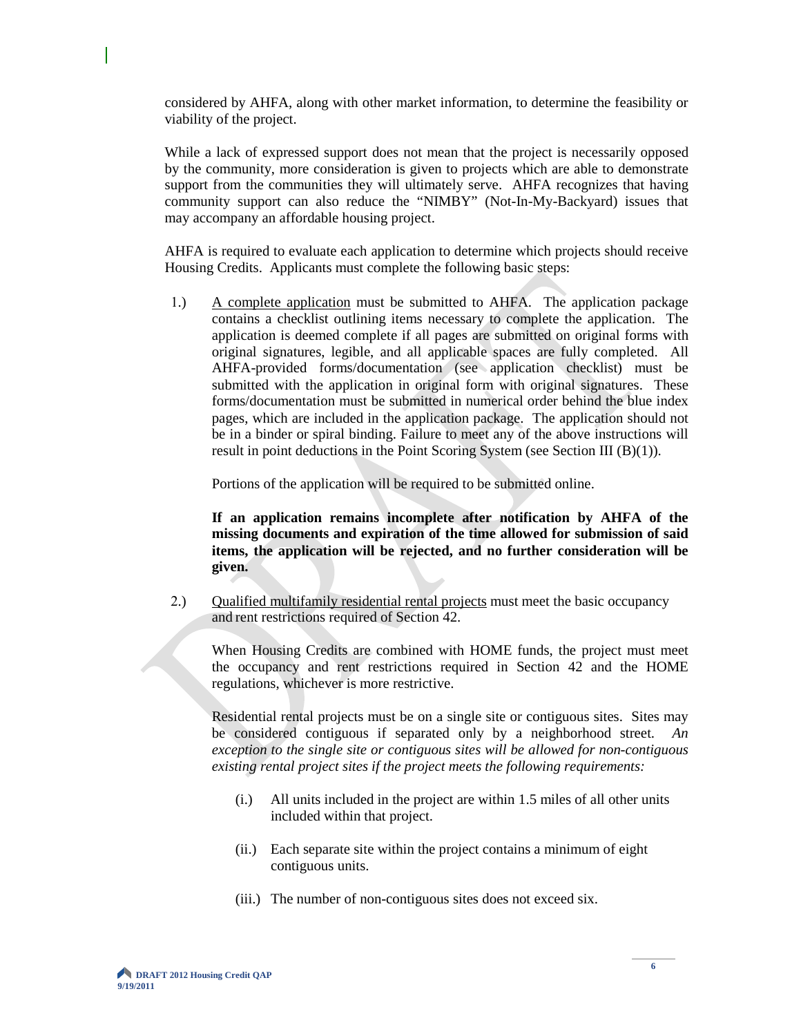considered by AHFA, along with other market information, to determine the feasibility or viability of the project.

While a lack of expressed support does not mean that the project is necessarily opposed by the community, more consideration is given to projects which are able to demonstrate support from the communities they will ultimately serve. AHFA recognizes that having community support can also reduce the "NIMBY" (Not-In-My-Backyard) issues that may accompany an affordable housing project.

AHFA is required to evaluate each application to determine which projects should receive Housing Credits. Applicants must complete the following basic steps:

1.) A complete application must be submitted to AHFA. The application package contains a checklist outlining items necessary to complete the application. The application is deemed complete if all pages are submitted on original forms with original signatures, legible, and all applicable spaces are fully completed. All AHFA-provided forms/documentation (see application checklist) must be submitted with the application in original form with original signatures. These forms/documentation must be submitted in numerical order behind the blue index pages, which are included in the application package. The application should not be in a binder or spiral binding. Failure to meet any of the above instructions will result in point deductions in the Point Scoring System (see Section III (B)(1)).

   Portions of the application will be required to be submitted online.

   **If an application remains incomplete after notification by AHFA of the missing documents and expiration of the time allowed for submission of said items, the application will be rejected, and no further consideration will be given.**

2.) Qualified multifamily residential rental projects must meet the basic occupancy and rent restrictions required of Section 42.

   When Housing Credits are combined with HOME funds, the project must meet the occupancy and rent restrictions required in Section 42 and the HOME regulations, whichever is more restrictive.

   Residential rental projects must be on a single site or contiguous sites. Sites may be considered contiguous if separated only by a neighborhood street. *An exception to the single site or contiguous sites will be allowed for non-contiguous existing rental project sites if the project meets the following requirements:*

   (i.) All units included in the project are within 1.5 miles of all other units included within that project.

   (ii.) Each separate site within the project contains a minimum of eight contiguous units.

   (iii.) The number of non-contiguous sites does not exceed six.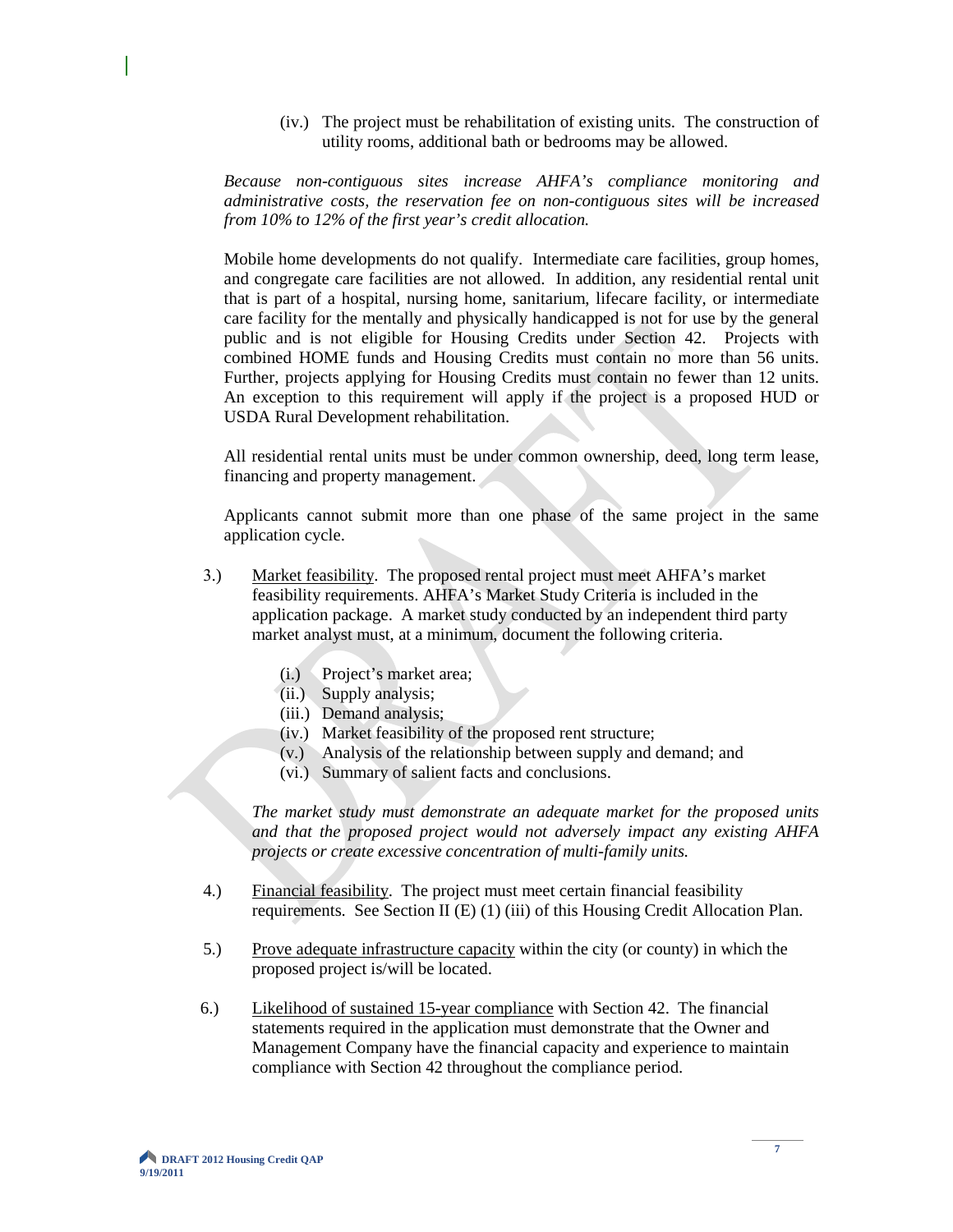(iv.) The project must be rehabilitation of existing units. The construction of utility rooms, additional bath or bedrooms may be allowed.

*Because non-contiguous sites increase AHFA's compliance monitoring and administrative costs, the reservation fee on non-contiguous sites will be increased from 10% to 12% of the first year's credit allocation.*

Mobile home developments do not qualify. Intermediate care facilities, group homes, and congregate care facilities are not allowed. In addition, any residential rental unit that is part of a hospital, nursing home, sanitarium, lifecare facility, or intermediate care facility for the mentally and physically handicapped is not for use by the general public and is not eligible for Housing Credits under Section 42. Projects with combined HOME funds and Housing Credits must contain no more than 56 units. Further, projects applying for Housing Credits must contain no fewer than 12 units. An exception to this requirement will apply if the project is a proposed HUD or USDA Rural Development rehabilitation.

All residential rental units must be under common ownership, deed, long term lease, financing and property management.

Applicants cannot submit more than one phase of the same project in the same application cycle.

3.) Market feasibility. The proposed rental project must meet AHFA's market feasibility requirements. AHFA's Market Study Criteria is included in the application package. A market study conducted by an independent third party market analyst must, at a minimum, document the following criteria.

(i.) Project's market area;
(ii.) Supply analysis;
(iii.) Demand analysis;
(iv.) Market feasibility of the proposed rent structure;
(v.) Analysis of the relationship between supply and demand; and
(vi.) Summary of salient facts and conclusions.

*The market study must demonstrate an adequate market for the proposed units and that the proposed project would not adversely impact any existing AHFA projects or create excessive concentration of multi-family units.*

4.) Financial feasibility. The project must meet certain financial feasibility requirements. See Section II (E) (1) (iii) of this Housing Credit Allocation Plan.

5.) Prove adequate infrastructure capacity within the city (or county) in which the proposed project is/will be located.

6.) Likelihood of sustained 15-year compliance with Section 42. The financial statements required in the application must demonstrate that the Owner and Management Company have the financial capacity and experience to maintain compliance with Section 42 throughout the compliance period.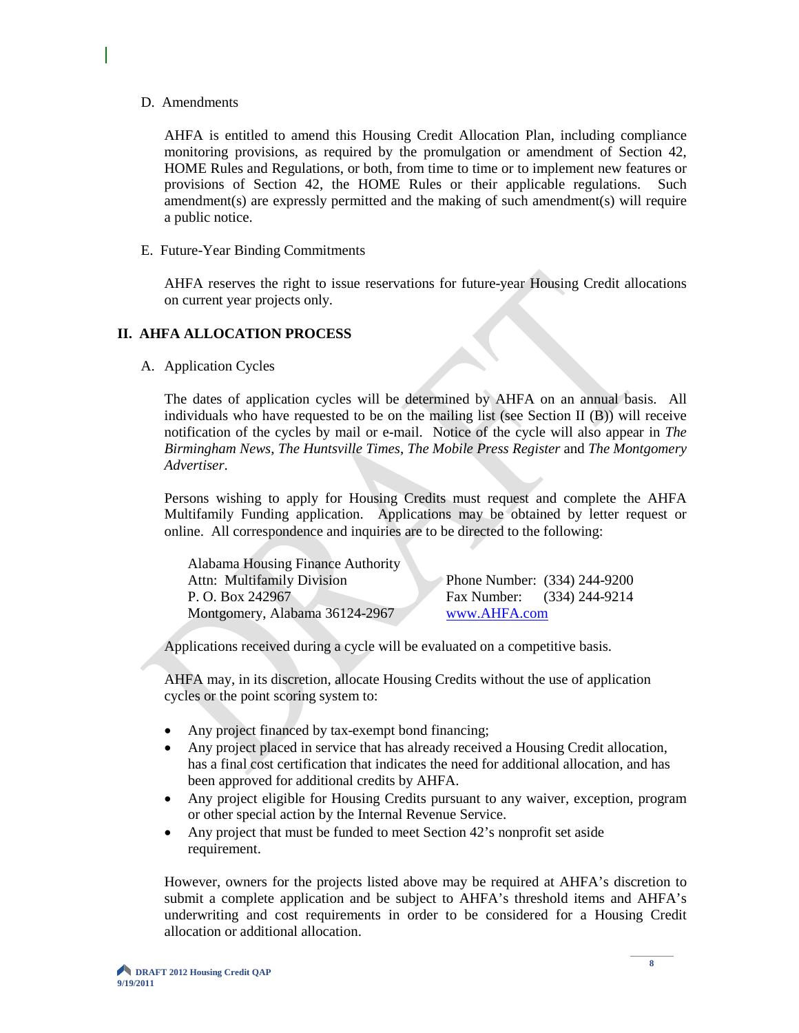D. Amendments

AHFA is entitled to amend this Housing Credit Allocation Plan, including compliance monitoring provisions, as required by the promulgation or amendment of Section 42, HOME Rules and Regulations, or both, from time to time or to implement new features or provisions of Section 42, the HOME Rules or their applicable regulations. Such amendment(s) are expressly permitted and the making of such amendment(s) will require a public notice.

E. Future-Year Binding Commitments

AHFA reserves the right to issue reservations for future-year Housing Credit allocations on current year projects only.

## II. AHFA ALLOCATION PROCESS

A. Application Cycles

The dates of application cycles will be determined by AHFA on an annual basis. All individuals who have requested to be on the mailing list (see Section II (B)) will receive notification of the cycles by mail or e-mail. Notice of the cycle will also appear in *The Birmingham News*, *The Huntsville Times*, *The Mobile Press Register* and *The Montgomery Advertiser*.

Persons wishing to apply for Housing Credits must request and complete the AHFA Multifamily Funding application. Applications may be obtained by letter request or online. All correspondence and inquiries are to be directed to the following:

Alabama Housing Finance Authority
Attn: Multifamily Division
P. O. Box 242967
Montgomery, Alabama 36124-2967

Phone Number: (334) 244-9200
Fax Number: (334) 244-9214
[www.AHFA.com](http://www.AHFA.com)

Applications received during a cycle will be evaluated on a competitive basis.

AHFA may, in its discretion, allocate Housing Credits without the use of application cycles or the point scoring system to:

- Any project financed by tax-exempt bond financing;
- Any project placed in service that has already received a Housing Credit allocation, has a final cost certification that indicates the need for additional allocation, and has been approved for additional credits by AHFA.
- Any project eligible for Housing Credits pursuant to any waiver, exception, program or other special action by the Internal Revenue Service.
- Any project that must be funded to meet Section 42's nonprofit set aside requirement.

However, owners for the projects listed above may be required at AHFA's discretion to submit a complete application and be subject to AHFA's threshold items and AHFA's underwriting and cost requirements in order to be considered for a Housing Credit allocation or additional allocation.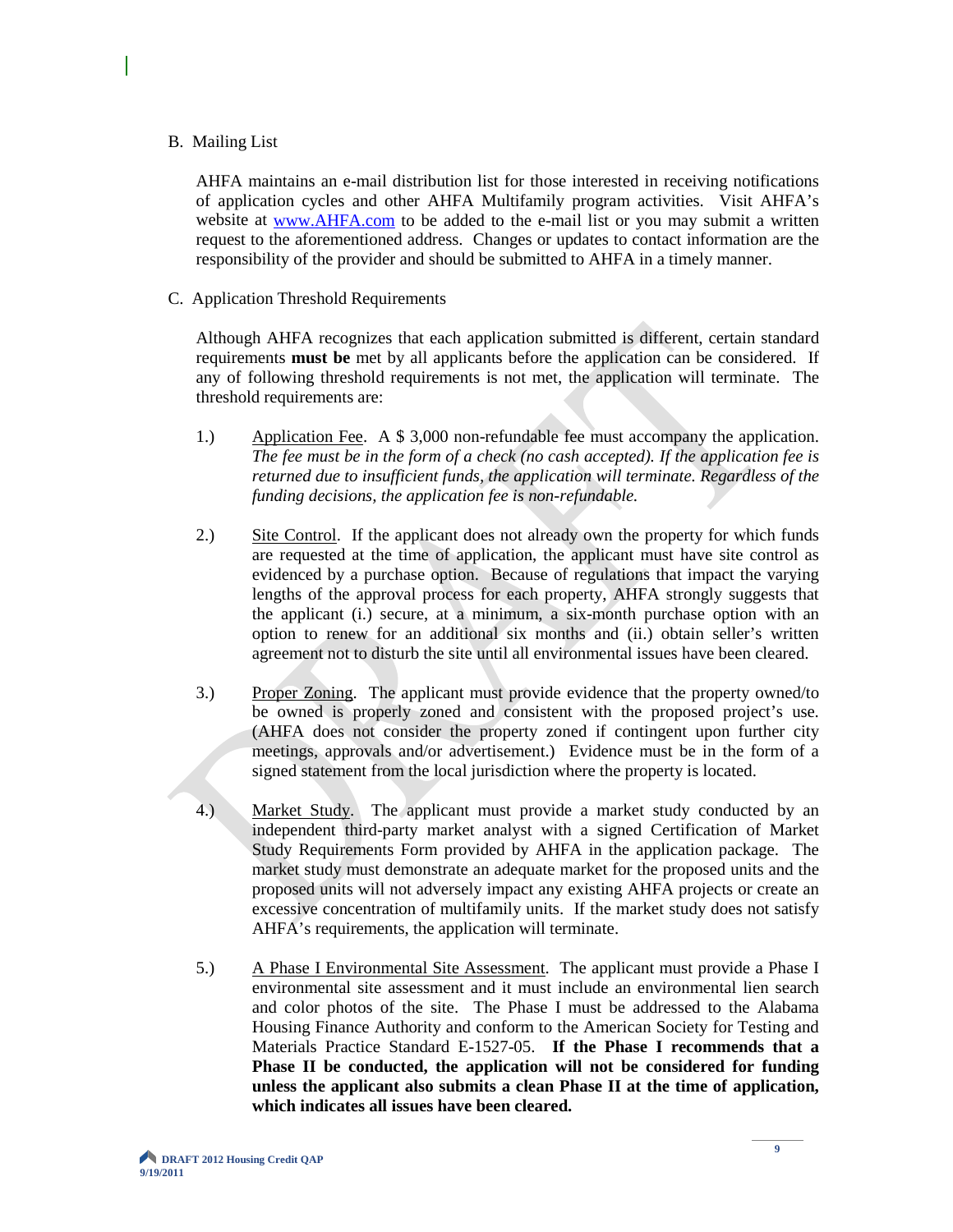B. Mailing List

AHFA maintains an e-mail distribution list for those interested in receiving notifications of application cycles and other AHFA Multifamily program activities. Visit AHFA's website at [www.AHFA.com](http://www.AHFA.com) to be added to the e-mail list or you may submit a written request to the aforementioned address. Changes or updates to contact information are the responsibility of the provider and should be submitted to AHFA in a timely manner.

C. Application Threshold Requirements

Although AHFA recognizes that each application submitted is different, certain standard requirements **must be** met by all applicants before the application can be considered. If any of following threshold requirements is not met, the application will terminate. The threshold requirements are:

1.) Application Fee. A $ 3,000 non-refundable fee must accompany the application. *The fee must be in the form of a check (no cash accepted). If the application fee is returned due to insufficient funds, the application will terminate. Regardless of the funding decisions, the application fee is non-refundable.*

2.) Site Control. If the applicant does not already own the property for which funds are requested at the time of application, the applicant must have site control as evidenced by a purchase option. Because of regulations that impact the varying lengths of the approval process for each property, AHFA strongly suggests that the applicant (i.) secure, at a minimum, a six-month purchase option with an option to renew for an additional six months and (ii.) obtain seller's written agreement not to disturb the site until all environmental issues have been cleared.

3.) Proper Zoning. The applicant must provide evidence that the property owned/to be owned is properly zoned and consistent with the proposed project's use. (AHFA does not consider the property zoned if contingent upon further city meetings, approvals and/or advertisement.) Evidence must be in the form of a signed statement from the local jurisdiction where the property is located.

4.) Market Study. The applicant must provide a market study conducted by an independent third-party market analyst with a signed Certification of Market Study Requirements Form provided by AHFA in the application package. The market study must demonstrate an adequate market for the proposed units and the proposed units will not adversely impact any existing AHFA projects or create an excessive concentration of multifamily units. If the market study does not satisfy AHFA's requirements, the application will terminate.

5.) A Phase I Environmental Site Assessment. The applicant must provide a Phase I environmental site assessment and it must include an environmental lien search and color photos of the site. The Phase I must be addressed to the Alabama Housing Finance Authority and conform to the American Society for Testing and Materials Practice Standard E-1527-05. **If the Phase I recommends that a Phase II be conducted, the application will not be considered for funding unless the applicant also submits a clean Phase II at the time of application, which indicates all issues have been cleared.**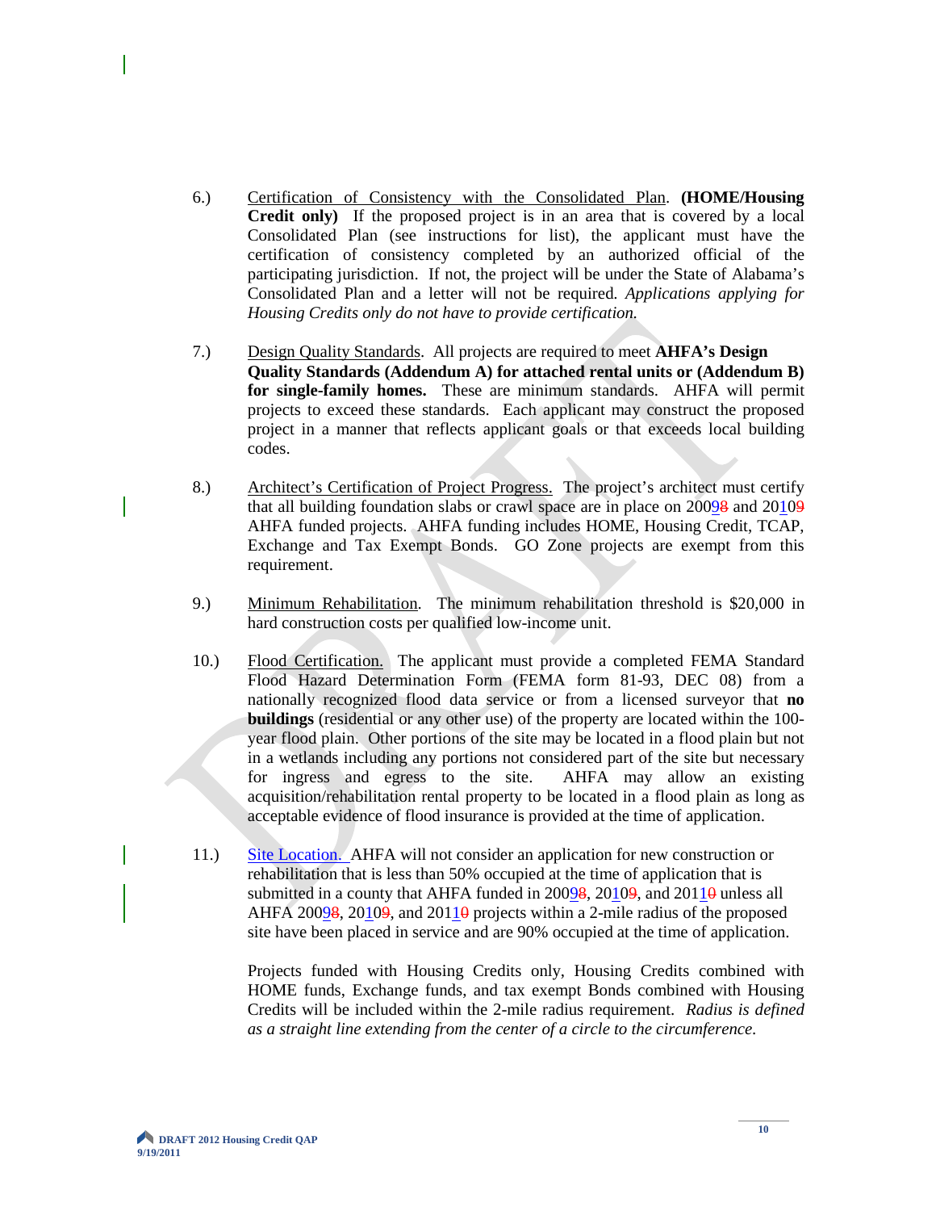6.) Certification of Consistency with the Consolidated Plan. **(HOME/Housing Credit only)** If the proposed project is in an area that is covered by a local Consolidated Plan (see instructions for list), the applicant must have the certification of consistency completed by an authorized official of the participating jurisdiction. If not, the project will be under the State of Alabama's Consolidated Plan and a letter will not be required. *Applications applying for Housing Credits only do not have to provide certification.*

7.) Design Quality Standards. All projects are required to meet **AHFA's Design Quality Standards (Addendum A) for attached rental units or (Addendum B) for single-family homes.** These are minimum standards. AHFA will permit projects to exceed these standards. Each applicant may construct the proposed project in a manner that reflects applicant goals or that exceeds local building codes.

8.) Architect's Certification of Project Progress. The project's architect must certify that all building foundation slabs or crawl space are in place on 20098 and 20109 AHFA funded projects. AHFA funding includes HOME, Housing Credit, TCAP, Exchange and Tax Exempt Bonds. GO Zone projects are exempt from this requirement.

9.) Minimum Rehabilitation. The minimum rehabilitation threshold is $20,000 in hard construction costs per qualified low-income unit.

10.) Flood Certification. The applicant must provide a completed FEMA Standard Flood Hazard Determination Form (FEMA form 81-93, DEC 08) from a nationally recognized flood data service or from a licensed surveyor that **no buildings** (residential or any other use) of the property are located within the 100-year flood plain. Other portions of the site may be located in a flood plain but not in a wetlands including any portions not considered part of the site but necessary for ingress and egress to the site. AHFA may allow an existing acquisition/rehabilitation rental property to be located in a flood plain as long as acceptable evidence of flood insurance is provided at the time of application.

11.) Site Location. AHFA will not consider an application for new construction or rehabilitation that is less than 50% occupied at the time of application that is submitted in a county that AHFA funded in 20098, 20109, and 20110 unless all AHFA 20098, 20109, and 20110 projects within a 2-mile radius of the proposed site have been placed in service and are 90% occupied at the time of application.

Projects funded with Housing Credits only, Housing Credits combined with HOME funds, Exchange funds, and tax exempt Bonds combined with Housing Credits will be included within the 2-mile radius requirement. *Radius is defined as a straight line extending from the center of a circle to the circumference.*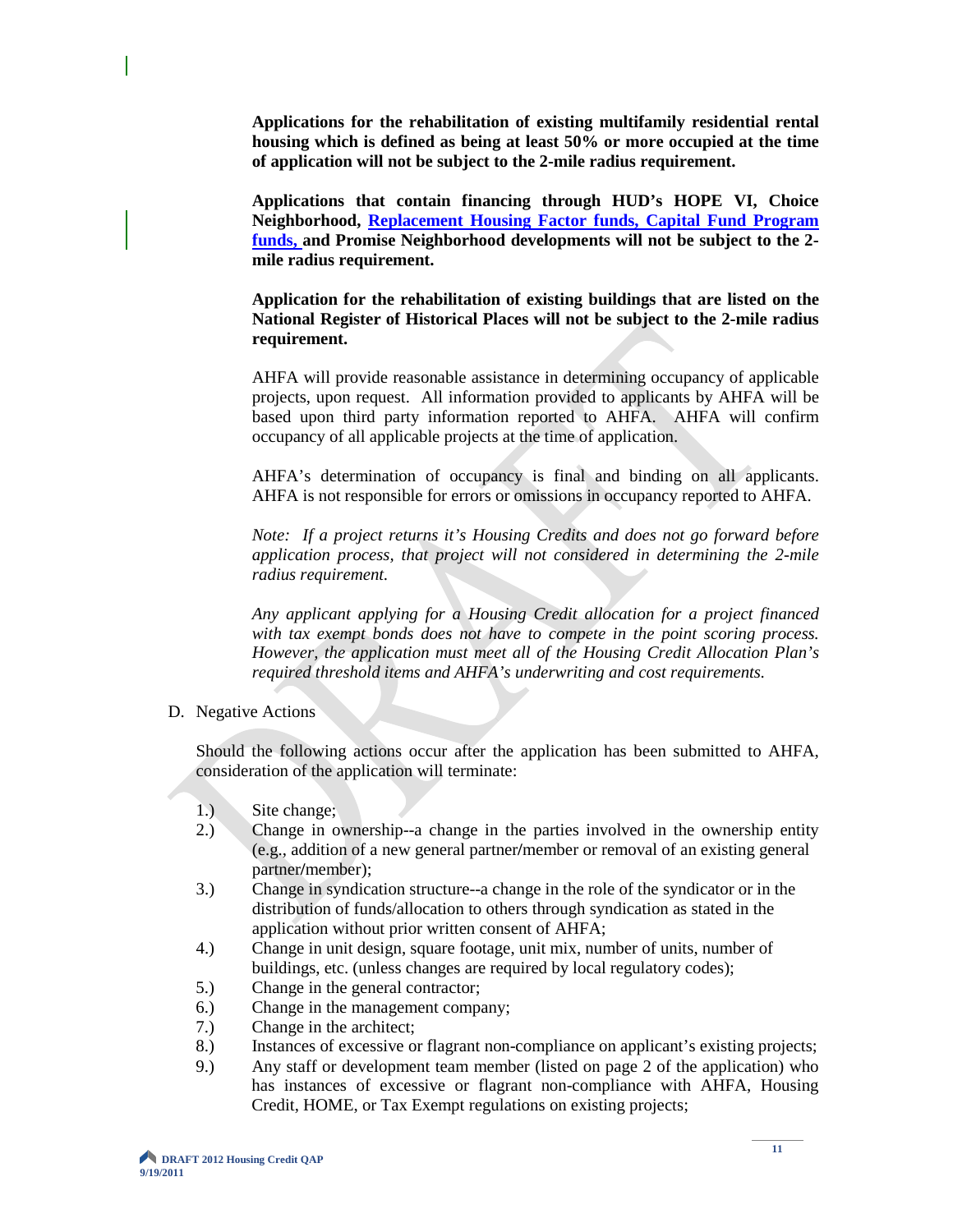**Applications for the rehabilitation of existing multifamily residential rental housing which is defined as being at least 50% or more occupied at the time of application will not be subject to the 2-mile radius requirement.**

**Applications that contain financing through HUD's HOPE VI, Choice Neighborhood, Replacement Housing Factor funds, Capital Fund Program funds, and Promise Neighborhood developments will not be subject to the 2-mile radius requirement.**

**Application for the rehabilitation of existing buildings that are listed on the National Register of Historical Places will not be subject to the 2-mile radius requirement.**

AHFA will provide reasonable assistance in determining occupancy of applicable projects, upon request. All information provided to applicants by AHFA will be based upon third party information reported to AHFA. AHFA will confirm occupancy of all applicable projects at the time of application.

AHFA's determination of occupancy is final and binding on all applicants. AHFA is not responsible for errors or omissions in occupancy reported to AHFA.

*Note: If a project returns it's Housing Credits and does not go forward before application process, that project will not considered in determining the 2-mile radius requirement.*

*Any applicant applying for a Housing Credit allocation for a project financed with tax exempt bonds does not have to compete in the point scoring process. However, the application must meet all of the Housing Credit Allocation Plan's required threshold items and AHFA's underwriting and cost requirements.*

D. Negative Actions

Should the following actions occur after the application has been submitted to AHFA, consideration of the application will terminate:

1.) Site change;
2.) Change in ownership--a change in the parties involved in the ownership entity (e.g., addition of a new general partner/member or removal of an existing general partner/member);
3.) Change in syndication structure--a change in the role of the syndicator or in the distribution of funds/allocation to others through syndication as stated in the application without prior written consent of AHFA;
4.) Change in unit design, square footage, unit mix, number of units, number of buildings, etc. (unless changes are required by local regulatory codes);
5.) Change in the general contractor;
6.) Change in the management company;
7.) Change in the architect;
8.) Instances of excessive or flagrant non-compliance on applicant's existing projects;
9.) Any staff or development team member (listed on page 2 of the application) who has instances of excessive or flagrant non-compliance with AHFA, Housing Credit, HOME, or Tax Exempt regulations on existing projects;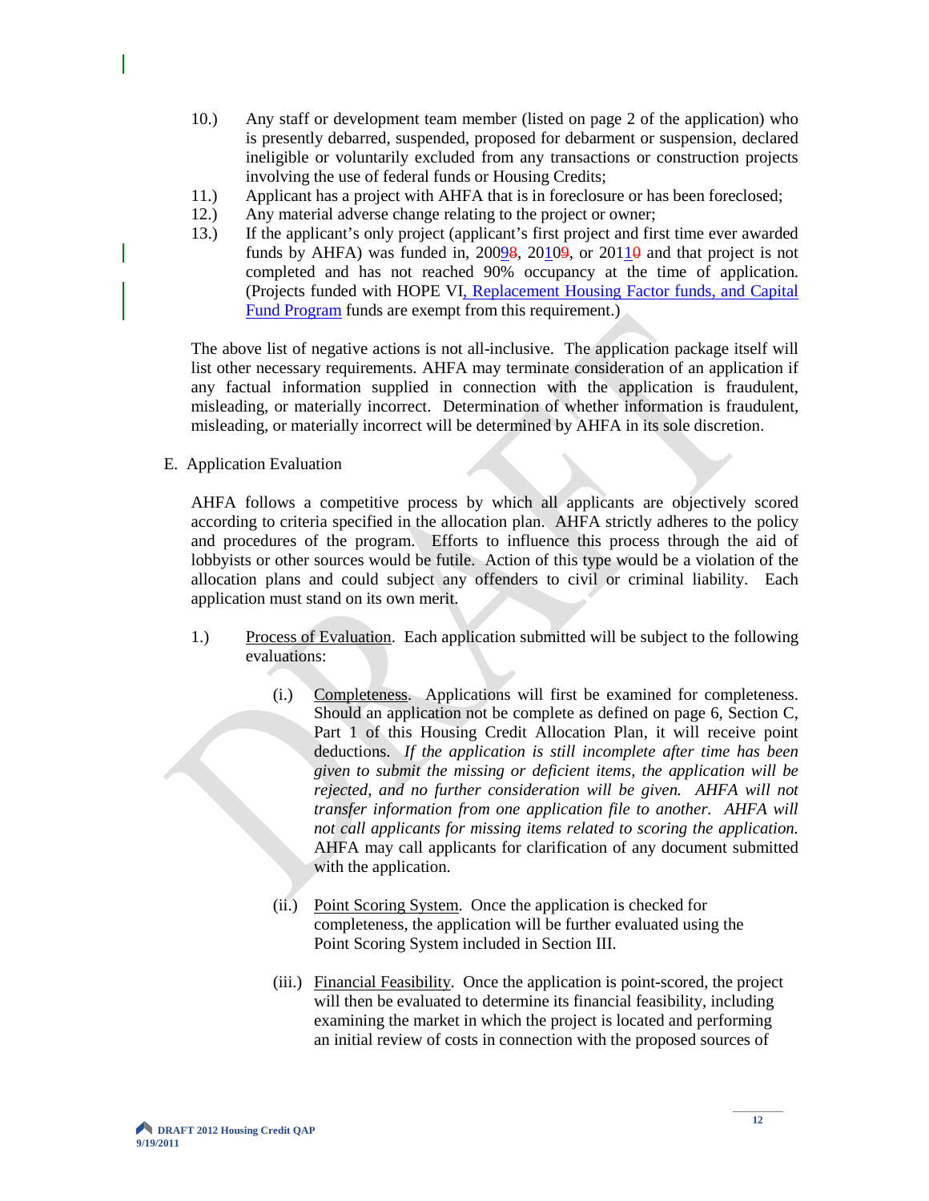10.) Any staff or development team member (listed on page 2 of the application) who is presently debarred, suspended, proposed for debarment or suspension, declared ineligible or voluntarily excluded from any transactions or construction projects involving the use of federal funds or Housing Credits;

11.) Applicant has a project with AHFA that is in foreclosure or has been foreclosed;

12.) Any material adverse change relating to the project or owner;

13.) If the applicant's only project (applicant's first project and first time ever awarded funds by AHFA) was funded in, 200~~8~~9, 20~~09~~10, or 201~~0~~1 and that project is not completed and has not reached 90% occupancy at the time of application. (Projects funded with HOPE VI, Replacement Housing Factor funds, and Capital Fund Program funds are exempt from this requirement.)

The above list of negative actions is not all-inclusive. The application package itself will list other necessary requirements. AHFA may terminate consideration of an application if any factual information supplied in connection with the application is fraudulent, misleading, or materially incorrect. Determination of whether information is fraudulent, misleading, or materially incorrect will be determined by AHFA in its sole discretion.

E. Application Evaluation

AHFA follows a competitive process by which all applicants are objectively scored according to criteria specified in the allocation plan. AHFA strictly adheres to the policy and procedures of the program. Efforts to influence this process through the aid of lobbyists or other sources would be futile. Action of this type would be a violation of the allocation plans and could subject any offenders to civil or criminal liability. Each application must stand on its own merit.

1.) Process of Evaluation. Each application submitted will be subject to the following evaluations:

(i.) Completeness. Applications will first be examined for completeness. Should an application not be complete as defined on page 6, Section C, Part 1 of this Housing Credit Allocation Plan, it will receive point deductions. *If the application is still incomplete after time has been given to submit the missing or deficient items, the application will be rejected, and no further consideration will be given. AHFA will not transfer information from one application file to another. AHFA will not call applicants for missing items related to scoring the application.* AHFA may call applicants for clarification of any document submitted with the application.

(ii.) Point Scoring System. Once the application is checked for completeness, the application will be further evaluated using the Point Scoring System included in Section III.

(iii.) Financial Feasibility. Once the application is point-scored, the project will then be evaluated to determine its financial feasibility, including examining the market in which the project is located and performing an initial review of costs in connection with the proposed sources of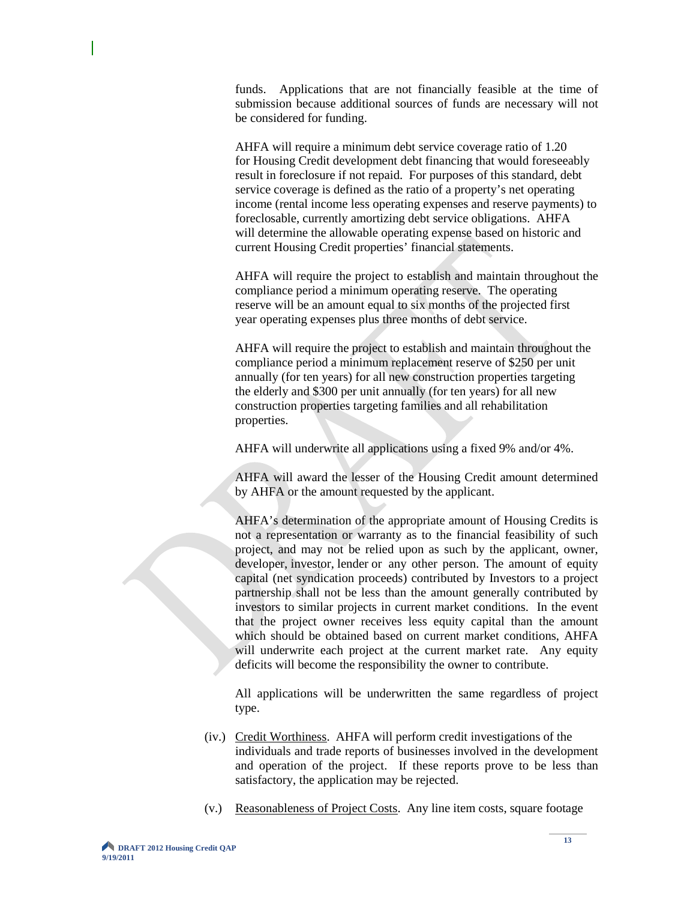funds. Applications that are not financially feasible at the time of submission because additional sources of funds are necessary will not be considered for funding.

AHFA will require a minimum debt service coverage ratio of 1.20 for Housing Credit development debt financing that would foreseeably result in foreclosure if not repaid. For purposes of this standard, debt service coverage is defined as the ratio of a property's net operating income (rental income less operating expenses and reserve payments) to foreclosable, currently amortizing debt service obligations. AHFA will determine the allowable operating expense based on historic and current Housing Credit properties' financial statements.

AHFA will require the project to establish and maintain throughout the compliance period a minimum operating reserve. The operating reserve will be an amount equal to six months of the projected first year operating expenses plus three months of debt service.

AHFA will require the project to establish and maintain throughout the compliance period a minimum replacement reserve of $250 per unit annually (for ten years) for all new construction properties targeting the elderly and $300 per unit annually (for ten years) for all new construction properties targeting families and all rehabilitation properties.

AHFA will underwrite all applications using a fixed 9% and/or 4%.

AHFA will award the lesser of the Housing Credit amount determined by AHFA or the amount requested by the applicant.

AHFA's determination of the appropriate amount of Housing Credits is not a representation or warranty as to the financial feasibility of such project, and may not be relied upon as such by the applicant, owner, developer, investor, lender or any other person. The amount of equity capital (net syndication proceeds) contributed by Investors to a project partnership shall not be less than the amount generally contributed by investors to similar projects in current market conditions. In the event that the project owner receives less equity capital than the amount which should be obtained based on current market conditions, AHFA will underwrite each project at the current market rate. Any equity deficits will become the responsibility the owner to contribute.

All applications will be underwritten the same regardless of project type.

(iv.) Credit Worthiness. AHFA will perform credit investigations of the individuals and trade reports of businesses involved in the development and operation of the project. If these reports prove to be less than satisfactory, the application may be rejected.

(v.) Reasonableness of Project Costs. Any line item costs, square footage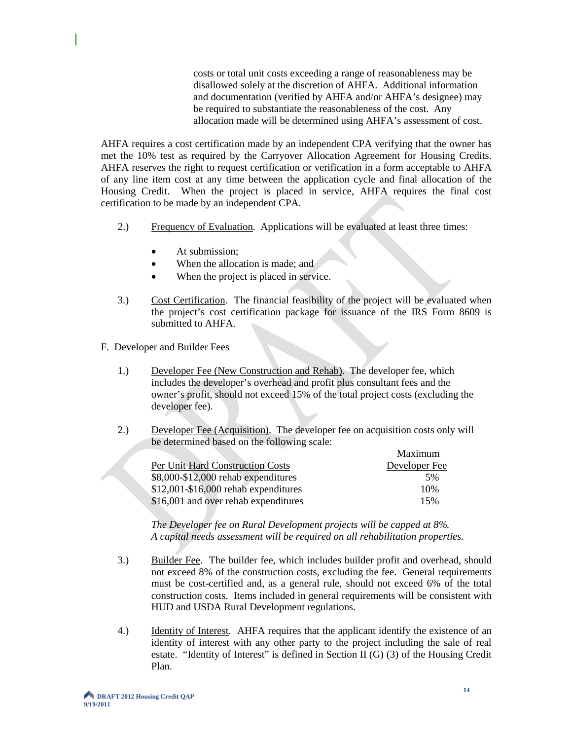costs or total unit costs exceeding a range of reasonableness may be disallowed solely at the discretion of AHFA. Additional information and documentation (verified by AHFA and/or AHFA's designee) may be required to substantiate the reasonableness of the cost. Any allocation made will be determined using AHFA's assessment of cost.

AHFA requires a cost certification made by an independent CPA verifying that the owner has met the 10% test as required by the Carryover Allocation Agreement for Housing Credits. AHFA reserves the right to request certification or verification in a form acceptable to AHFA of any line item cost at any time between the application cycle and final allocation of the Housing Credit. When the project is placed in service, AHFA requires the final cost certification to be made by an independent CPA.

2.) Frequency of Evaluation. Applications will be evaluated at least three times:

- At submission;
- When the allocation is made; and
- When the project is placed in service.

3.) Cost Certification. The financial feasibility of the project will be evaluated when the project's cost certification package for issuance of the IRS Form 8609 is submitted to AHFA.

F. Developer and Builder Fees

1.) Developer Fee (New Construction and Rehab). The developer fee, which includes the developer's overhead and profit plus consultant fees and the owner's profit, should not exceed 15% of the total project costs (excluding the developer fee).

2.) Developer Fee (Acquisition). The developer fee on acquisition costs only will be determined based on the following scale:

| Per Unit Hard Construction Costs | Maximum Developer Fee |
|---|---|
| $8,000-$12,000 rehab expenditures | 5% |
| $12,001-$16,000 rehab expenditures | 10% |
| $16,001 and over rehab expenditures | 15% |

*The Developer fee on Rural Development projects will be capped at 8%. A capital needs assessment will be required on all rehabilitation properties.*

3.) Builder Fee. The builder fee, which includes builder profit and overhead, should not exceed 8% of the construction costs, excluding the fee. General requirements must be cost-certified and, as a general rule, should not exceed 6% of the total construction costs. Items included in general requirements will be consistent with HUD and USDA Rural Development regulations.

4.) Identity of Interest. AHFA requires that the applicant identify the existence of an identity of interest with any other party to the project including the sale of real estate. "Identity of Interest" is defined in Section II (G) (3) of the Housing Credit Plan.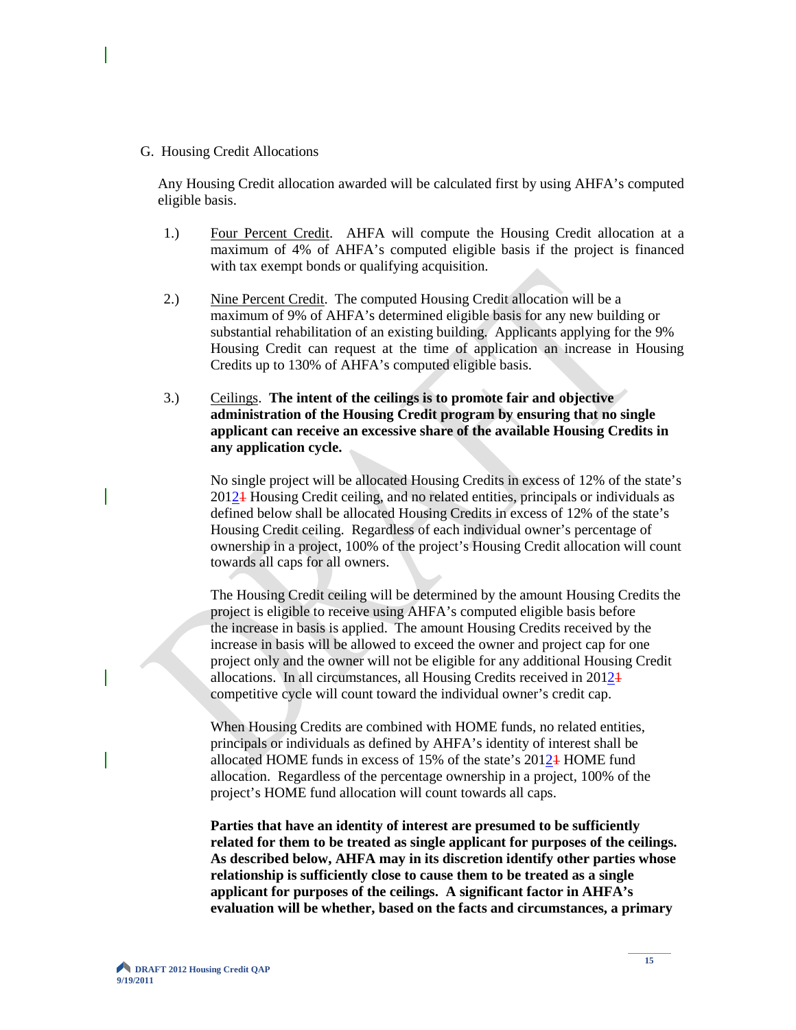G. Housing Credit Allocations

Any Housing Credit allocation awarded will be calculated first by using AHFA's computed eligible basis.

1.) Four Percent Credit. AHFA will compute the Housing Credit allocation at a maximum of 4% of AHFA's computed eligible basis if the project is financed with tax exempt bonds or qualifying acquisition.

2.) Nine Percent Credit. The computed Housing Credit allocation will be a maximum of 9% of AHFA's determined eligible basis for any new building or substantial rehabilitation of an existing building. Applicants applying for the 9% Housing Credit can request at the time of application an increase in Housing Credits up to 130% of AHFA's computed eligible basis.

3.) Ceilings. **The intent of the ceilings is to promote fair and objective administration of the Housing Credit program by ensuring that no single applicant can receive an excessive share of the available Housing Credits in any application cycle.**

No single project will be allocated Housing Credits in excess of 12% of the state's 2012~~1~~ Housing Credit ceiling, and no related entities, principals or individuals as defined below shall be allocated Housing Credits in excess of 12% of the state's Housing Credit ceiling. Regardless of each individual owner's percentage of ownership in a project, 100% of the project's Housing Credit allocation will count towards all caps for all owners.

The Housing Credit ceiling will be determined by the amount Housing Credits the project is eligible to receive using AHFA's computed eligible basis before the increase in basis is applied. The amount Housing Credits received by the increase in basis will be allowed to exceed the owner and project cap for one project only and the owner will not be eligible for any additional Housing Credit allocations. In all circumstances, all Housing Credits received in 2012~~1~~ competitive cycle will count toward the individual owner's credit cap.

When Housing Credits are combined with HOME funds, no related entities, principals or individuals as defined by AHFA's identity of interest shall be allocated HOME funds in excess of 15% of the state's 2012~~1~~ HOME fund allocation. Regardless of the percentage ownership in a project, 100% of the project's HOME fund allocation will count towards all caps.

**Parties that have an identity of interest are presumed to be sufficiently related for them to be treated as single applicant for purposes of the ceilings. As described below, AHFA may in its discretion identify other parties whose relationship is sufficiently close to cause them to be treated as a single applicant for purposes of the ceilings. A significant factor in AHFA's evaluation will be whether, based on the facts and circumstances, a primary**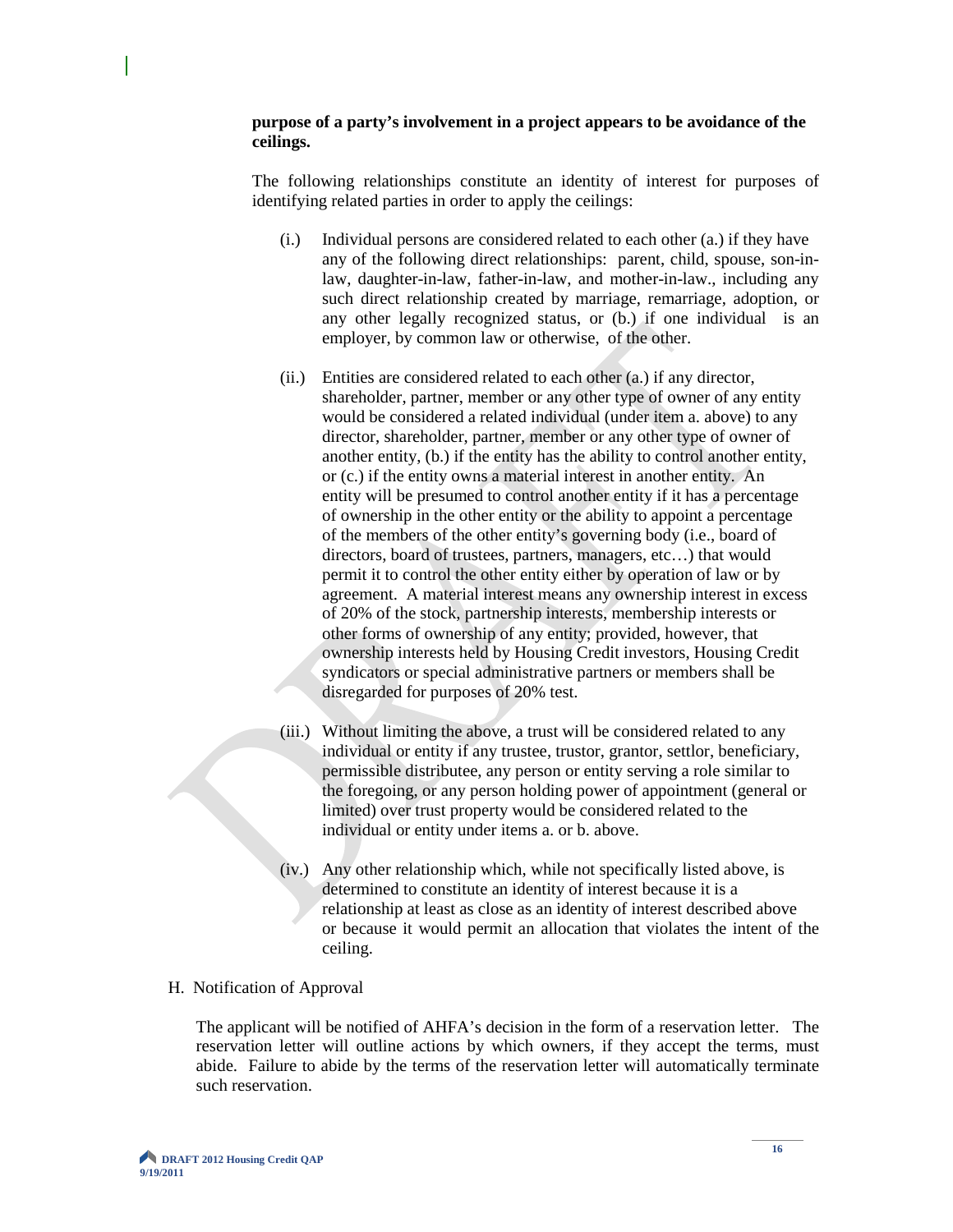**purpose of a party's involvement in a project appears to be avoidance of the ceilings.**

The following relationships constitute an identity of interest for purposes of identifying related parties in order to apply the ceilings:

(i.) Individual persons are considered related to each other (a.) if they have any of the following direct relationships: parent, child, spouse, son-in-law, daughter-in-law, father-in-law, and mother-in-law., including any such direct relationship created by marriage, remarriage, adoption, or any other legally recognized status, or (b.) if one individual is an employer, by common law or otherwise, of the other.

(ii.) Entities are considered related to each other (a.) if any director, shareholder, partner, member or any other type of owner of any entity would be considered a related individual (under item a. above) to any director, shareholder, partner, member or any other type of owner of another entity, (b.) if the entity has the ability to control another entity, or (c.) if the entity owns a material interest in another entity. An entity will be presumed to control another entity if it has a percentage of ownership in the other entity or the ability to appoint a percentage of the members of the other entity's governing body (i.e., board of directors, board of trustees, partners, managers, etc…) that would permit it to control the other entity either by operation of law or by agreement. A material interest means any ownership interest in excess of 20% of the stock, partnership interests, membership interests or other forms of ownership of any entity; provided, however, that ownership interests held by Housing Credit investors, Housing Credit syndicators or special administrative partners or members shall be disregarded for purposes of 20% test.

(iii.) Without limiting the above, a trust will be considered related to any individual or entity if any trustee, trustor, grantor, settlor, beneficiary, permissible distributee, any person or entity serving a role similar to the foregoing, or any person holding power of appointment (general or limited) over trust property would be considered related to the individual or entity under items a. or b. above.

(iv.) Any other relationship which, while not specifically listed above, is determined to constitute an identity of interest because it is a relationship at least as close as an identity of interest described above or because it would permit an allocation that violates the intent of the ceiling.

H. Notification of Approval

The applicant will be notified of AHFA's decision in the form of a reservation letter. The reservation letter will outline actions by which owners, if they accept the terms, must abide. Failure to abide by the terms of the reservation letter will automatically terminate such reservation.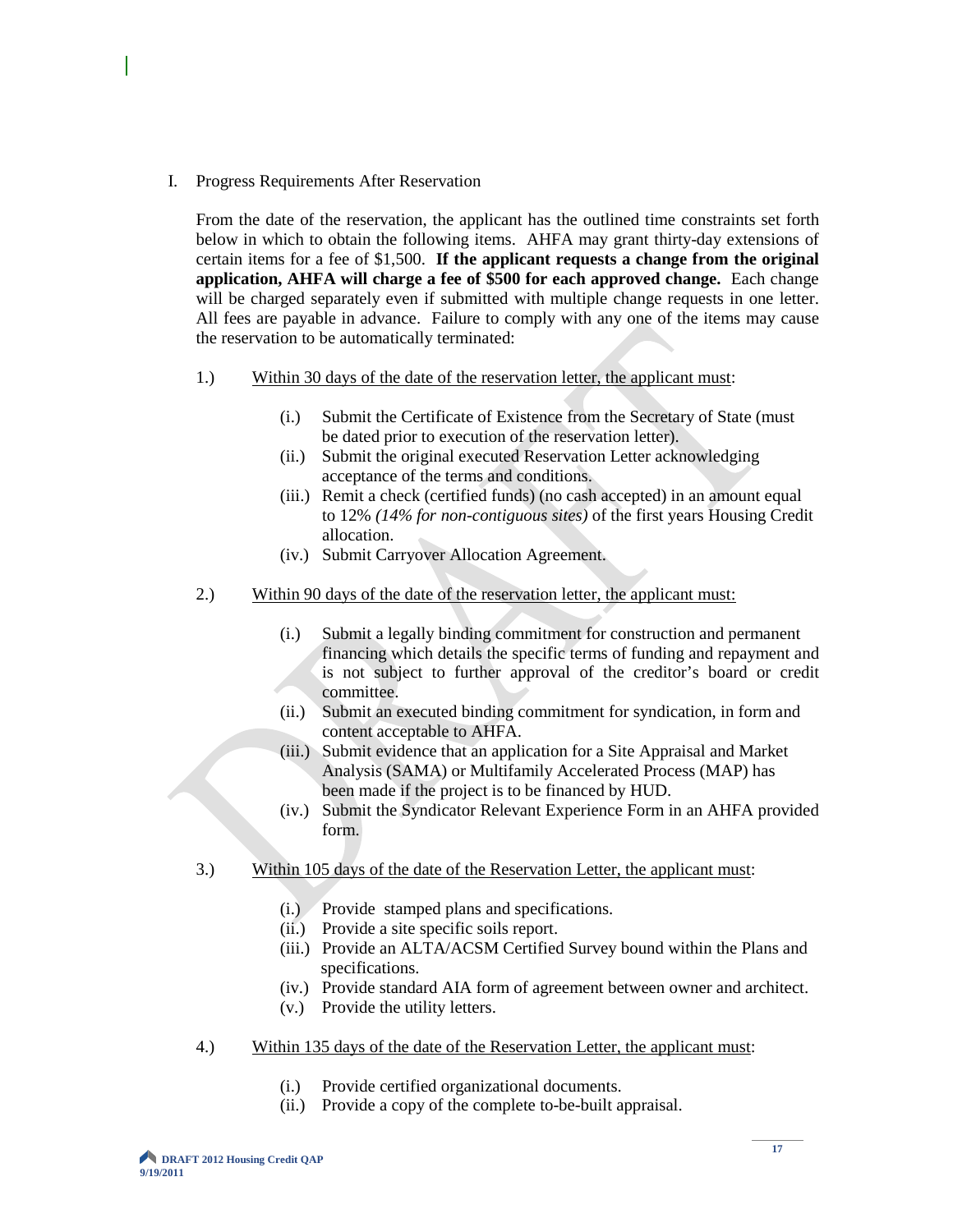I. Progress Requirements After Reservation

From the date of the reservation, the applicant has the outlined time constraints set forth below in which to obtain the following items. AHFA may grant thirty-day extensions of certain items for a fee of $1,500. **If the applicant requests a change from the original application, AHFA will charge a fee of $500 for each approved change.** Each change will be charged separately even if submitted with multiple change requests in one letter. All fees are payable in advance. Failure to comply with any one of the items may cause the reservation to be automatically terminated:

1.) Within 30 days of the date of the reservation letter, the applicant must:

  (i.) Submit the Certificate of Existence from the Secretary of State (must be dated prior to execution of the reservation letter).
  (ii.) Submit the original executed Reservation Letter acknowledging acceptance of the terms and conditions.
  (iii.) Remit a check (certified funds) (no cash accepted) in an amount equal to 12% *(14% for non-contiguous sites)* of the first years Housing Credit allocation.
  (iv.) Submit Carryover Allocation Agreement.

2.) Within 90 days of the date of the reservation letter, the applicant must:

  (i.) Submit a legally binding commitment for construction and permanent financing which details the specific terms of funding and repayment and is not subject to further approval of the creditor's board or credit committee.
  (ii.) Submit an executed binding commitment for syndication, in form and content acceptable to AHFA.
  (iii.) Submit evidence that an application for a Site Appraisal and Market Analysis (SAMA) or Multifamily Accelerated Process (MAP) has been made if the project is to be financed by HUD.
  (iv.) Submit the Syndicator Relevant Experience Form in an AHFA provided form.

3.) Within 105 days of the date of the Reservation Letter, the applicant must:

  (i.) Provide stamped plans and specifications.
  (ii.) Provide a site specific soils report.
  (iii.) Provide an ALTA/ACSM Certified Survey bound within the Plans and specifications.
  (iv.) Provide standard AIA form of agreement between owner and architect.
  (v.) Provide the utility letters.

4.) Within 135 days of the date of the Reservation Letter, the applicant must:

  (i.) Provide certified organizational documents.
  (ii.) Provide a copy of the complete to-be-built appraisal.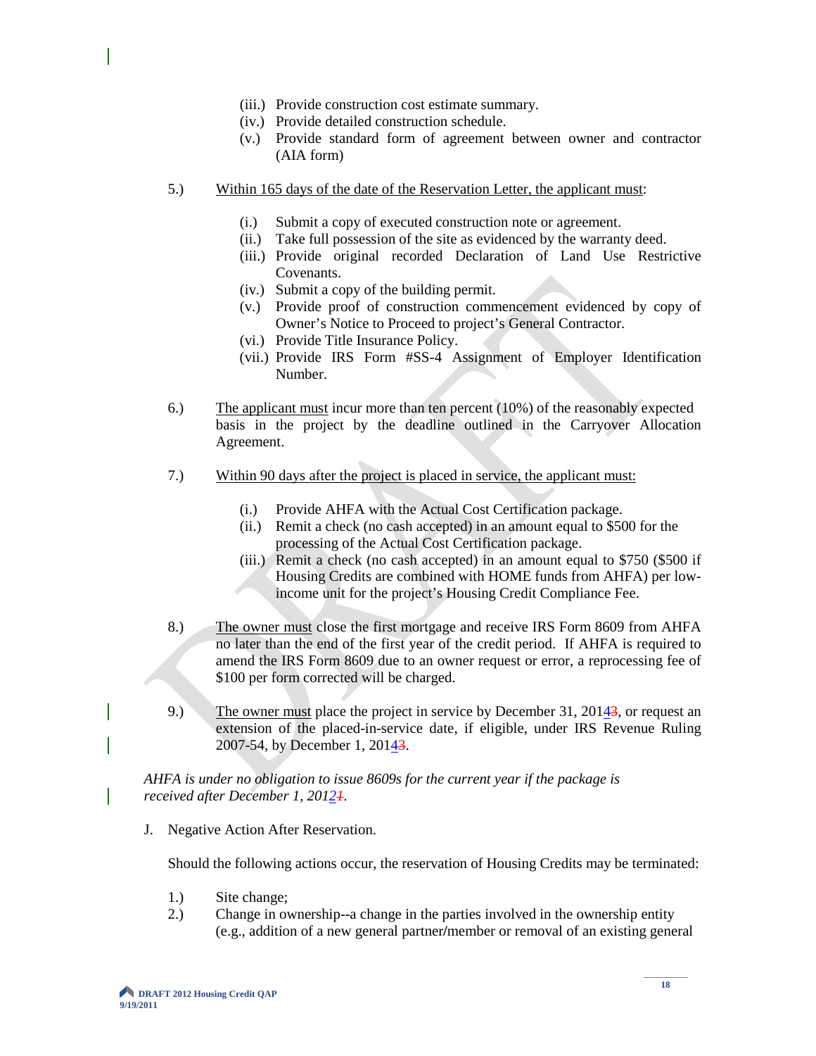(iii.) Provide construction cost estimate summary.

(iv.) Provide detailed construction schedule.

(v.) Provide standard form of agreement between owner and contractor (AIA form)

5.) Within 165 days of the date of the Reservation Letter, the applicant must:

(i.) Submit a copy of executed construction note or agreement.

(ii.) Take full possession of the site as evidenced by the warranty deed.

(iii.) Provide original recorded Declaration of Land Use Restrictive Covenants.

(iv.) Submit a copy of the building permit.

(v.) Provide proof of construction commencement evidenced by copy of Owner's Notice to Proceed to project's General Contractor.

(vi.) Provide Title Insurance Policy.

(vii.) Provide IRS Form #SS-4 Assignment of Employer Identification Number.

6.) The applicant must incur more than ten percent (10%) of the reasonably expected basis in the project by the deadline outlined in the Carryover Allocation Agreement.

7.) Within 90 days after the project is placed in service, the applicant must:

(i.) Provide AHFA with the Actual Cost Certification package.

(ii.) Remit a check (no cash accepted) in an amount equal to $500 for the processing of the Actual Cost Certification package.

(iii.) Remit a check (no cash accepted) in an amount equal to $750 ($500 if Housing Credits are combined with HOME funds from AHFA) per low-income unit for the project's Housing Credit Compliance Fee.

8.) The owner must close the first mortgage and receive IRS Form 8609 from AHFA no later than the end of the first year of the credit period. If AHFA is required to amend the IRS Form 8609 due to an owner request or error, a reprocessing fee of $100 per form corrected will be charged.

9.) The owner must place the project in service by December 31, 2014~~3~~, or request an extension of the placed-in-service date, if eligible, under IRS Revenue Ruling 2007-54, by December 1, 2014~~3~~.

*AHFA is under no obligation to issue 8609s for the current year if the package is received after December 1, 2012~~1~~.*

J. Negative Action After Reservation.

Should the following actions occur, the reservation of Housing Credits may be terminated:

1.) Site change;

2.) Change in ownership--a change in the parties involved in the ownership entity (e.g., addition of a new general partner/member or removal of an existing general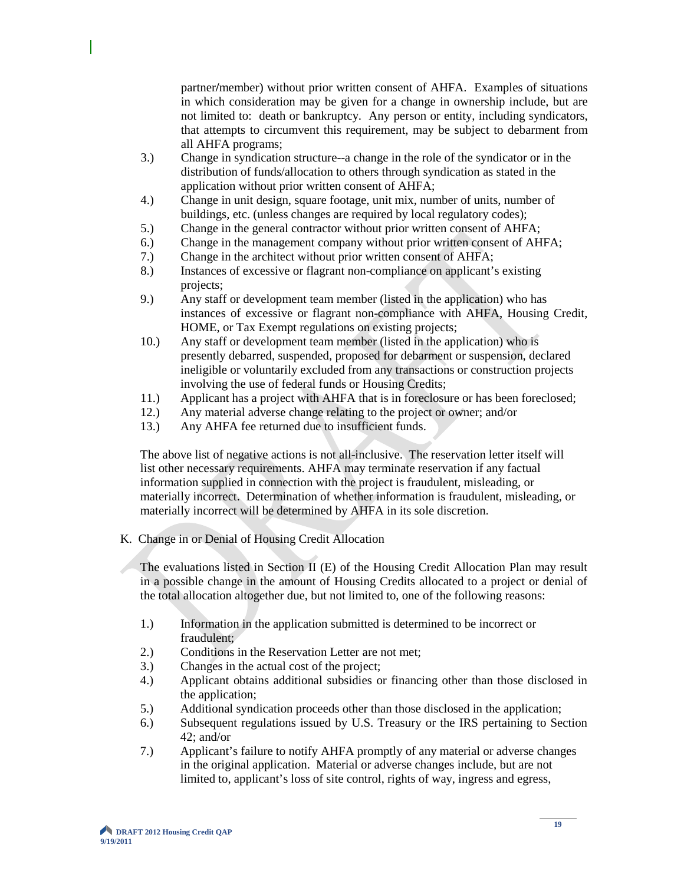partner/member) without prior written consent of AHFA. Examples of situations in which consideration may be given for a change in ownership include, but are not limited to: death or bankruptcy. Any person or entity, including syndicators, that attempts to circumvent this requirement, may be subject to debarment from all AHFA programs;

3.) Change in syndication structure--a change in the role of the syndicator or in the distribution of funds/allocation to others through syndication as stated in the application without prior written consent of AHFA;
4.) Change in unit design, square footage, unit mix, number of units, number of buildings, etc. (unless changes are required by local regulatory codes);
5.) Change in the general contractor without prior written consent of AHFA;
6.) Change in the management company without prior written consent of AHFA;
7.) Change in the architect without prior written consent of AHFA;
8.) Instances of excessive or flagrant non-compliance on applicant's existing projects;
9.) Any staff or development team member (listed in the application) who has instances of excessive or flagrant non-compliance with AHFA, Housing Credit, HOME, or Tax Exempt regulations on existing projects;
10.) Any staff or development team member (listed in the application) who is presently debarred, suspended, proposed for debarment or suspension, declared ineligible or voluntarily excluded from any transactions or construction projects involving the use of federal funds or Housing Credits;
11.) Applicant has a project with AHFA that is in foreclosure or has been foreclosed;
12.) Any material adverse change relating to the project or owner; and/or
13.) Any AHFA fee returned due to insufficient funds.

The above list of negative actions is not all-inclusive. The reservation letter itself will list other necessary requirements. AHFA may terminate reservation if any factual information supplied in connection with the project is fraudulent, misleading, or materially incorrect. Determination of whether information is fraudulent, misleading, or materially incorrect will be determined by AHFA in its sole discretion.

K. Change in or Denial of Housing Credit Allocation

The evaluations listed in Section II (E) of the Housing Credit Allocation Plan may result in a possible change in the amount of Housing Credits allocated to a project or denial of the total allocation altogether due, but not limited to, one of the following reasons:

1.) Information in the application submitted is determined to be incorrect or fraudulent;
2.) Conditions in the Reservation Letter are not met;
3.) Changes in the actual cost of the project;
4.) Applicant obtains additional subsidies or financing other than those disclosed in the application;
5.) Additional syndication proceeds other than those disclosed in the application;
6.) Subsequent regulations issued by U.S. Treasury or the IRS pertaining to Section 42; and/or
7.) Applicant's failure to notify AHFA promptly of any material or adverse changes in the original application. Material or adverse changes include, but are not limited to, applicant's loss of site control, rights of way, ingress and egress,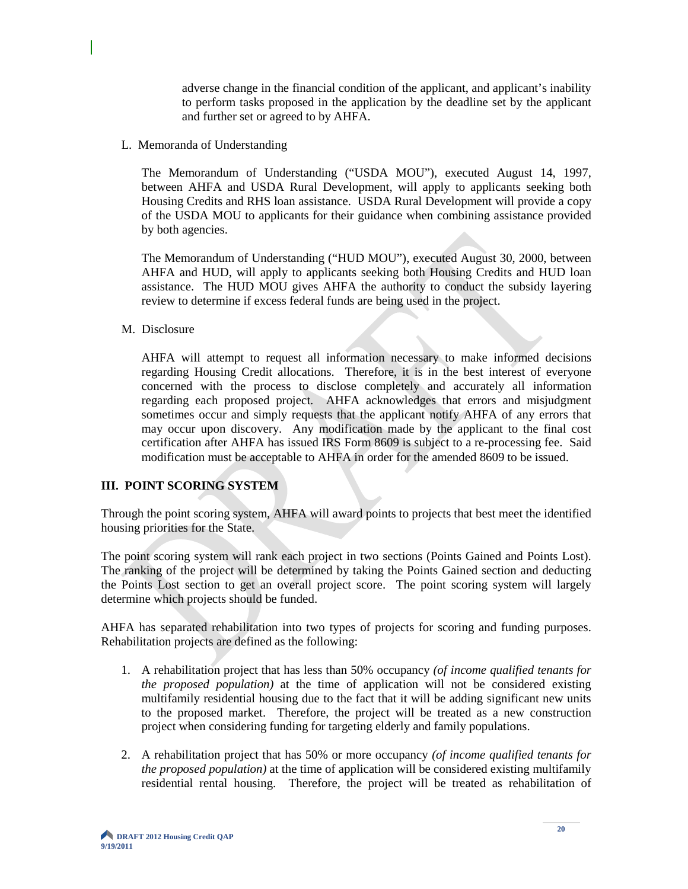adverse change in the financial condition of the applicant, and applicant's inability to perform tasks proposed in the application by the deadline set by the applicant and further set or agreed to by AHFA.

L. Memoranda of Understanding

The Memorandum of Understanding ("USDA MOU"), executed August 14, 1997, between AHFA and USDA Rural Development, will apply to applicants seeking both Housing Credits and RHS loan assistance. USDA Rural Development will provide a copy of the USDA MOU to applicants for their guidance when combining assistance provided by both agencies.

The Memorandum of Understanding ("HUD MOU"), executed August 30, 2000, between AHFA and HUD, will apply to applicants seeking both Housing Credits and HUD loan assistance. The HUD MOU gives AHFA the authority to conduct the subsidy layering review to determine if excess federal funds are being used in the project.

M. Disclosure

AHFA will attempt to request all information necessary to make informed decisions regarding Housing Credit allocations. Therefore, it is in the best interest of everyone concerned with the process to disclose completely and accurately all information regarding each proposed project. AHFA acknowledges that errors and misjudgment sometimes occur and simply requests that the applicant notify AHFA of any errors that may occur upon discovery. Any modification made by the applicant to the final cost certification after AHFA has issued IRS Form 8609 is subject to a re-processing fee. Said modification must be acceptable to AHFA in order for the amended 8609 to be issued.

## III. POINT SCORING SYSTEM

Through the point scoring system, AHFA will award points to projects that best meet the identified housing priorities for the State.

The point scoring system will rank each project in two sections (Points Gained and Points Lost). The ranking of the project will be determined by taking the Points Gained section and deducting the Points Lost section to get an overall project score. The point scoring system will largely determine which projects should be funded.

AHFA has separated rehabilitation into two types of projects for scoring and funding purposes. Rehabilitation projects are defined as the following:

1. A rehabilitation project that has less than 50% occupancy *(of income qualified tenants for the proposed population)* at the time of application will not be considered existing multifamily residential housing due to the fact that it will be adding significant new units to the proposed market. Therefore, the project will be treated as a new construction project when considering funding for targeting elderly and family populations.

2. A rehabilitation project that has 50% or more occupancy *(of income qualified tenants for the proposed population)* at the time of application will be considered existing multifamily residential rental housing. Therefore, the project will be treated as rehabilitation of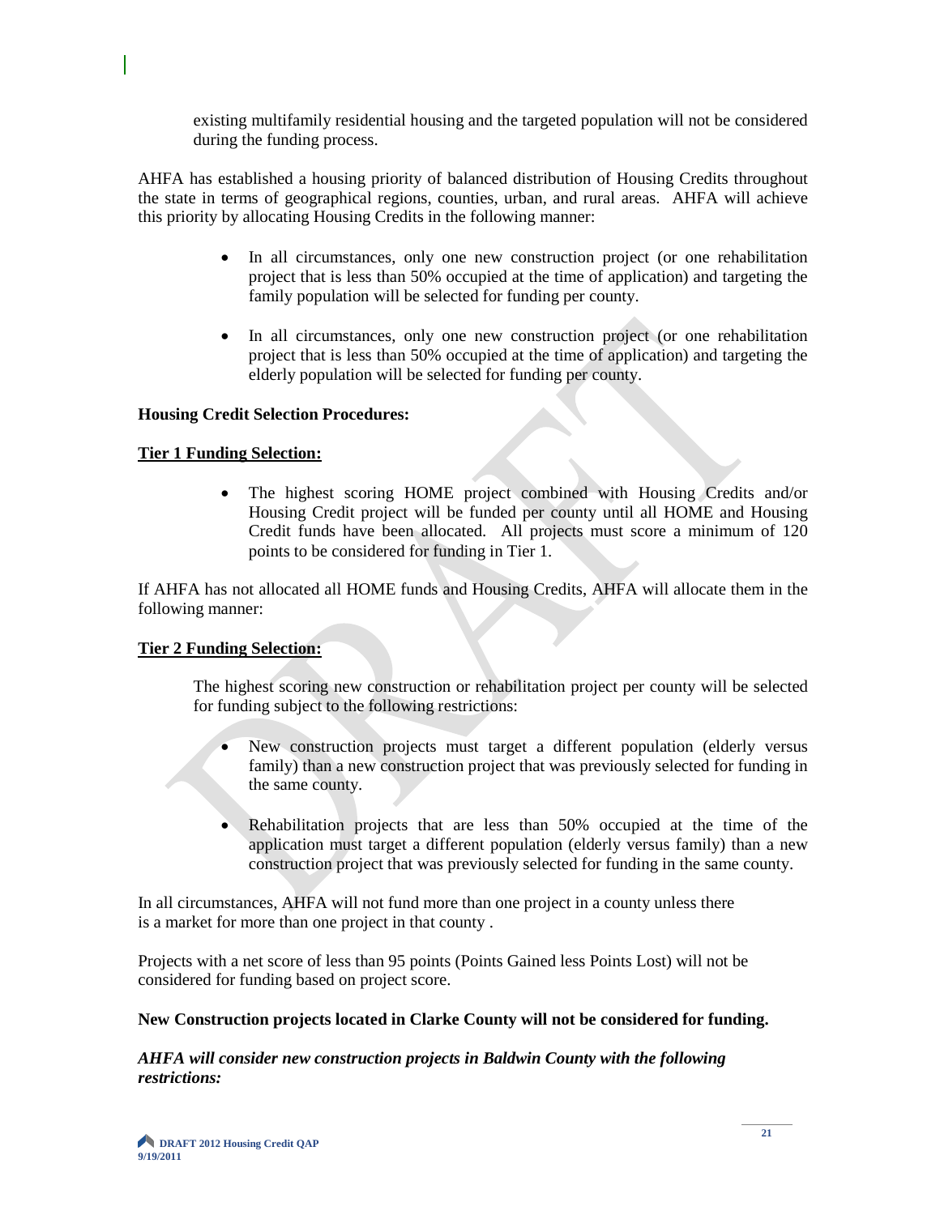existing multifamily residential housing and the targeted population will not be considered during the funding process.

AHFA has established a housing priority of balanced distribution of Housing Credits throughout the state in terms of geographical regions, counties, urban, and rural areas. AHFA will achieve this priority by allocating Housing Credits in the following manner:

- In all circumstances, only one new construction project (or one rehabilitation project that is less than 50% occupied at the time of application) and targeting the family population will be selected for funding per county.
- In all circumstances, only one new construction project (or one rehabilitation project that is less than 50% occupied at the time of application) and targeting the elderly population will be selected for funding per county.

**Housing Credit Selection Procedures:**

**Tier 1 Funding Selection:**

- The highest scoring HOME project combined with Housing Credits and/or Housing Credit project will be funded per county until all HOME and Housing Credit funds have been allocated. All projects must score a minimum of 120 points to be considered for funding in Tier 1.

If AHFA has not allocated all HOME funds and Housing Credits, AHFA will allocate them in the following manner:

**Tier 2 Funding Selection:**

The highest scoring new construction or rehabilitation project per county will be selected for funding subject to the following restrictions:

- New construction projects must target a different population (elderly versus family) than a new construction project that was previously selected for funding in the same county.
- Rehabilitation projects that are less than 50% occupied at the time of the application must target a different population (elderly versus family) than a new construction project that was previously selected for funding in the same county.

In all circumstances, AHFA will not fund more than one project in a county unless there is a market for more than one project in that county .

Projects with a net score of less than 95 points (Points Gained less Points Lost) will not be considered for funding based on project score.

**New Construction projects located in Clarke County will not be considered for funding.**

***AHFA will consider new construction projects in Baldwin County with the following restrictions:***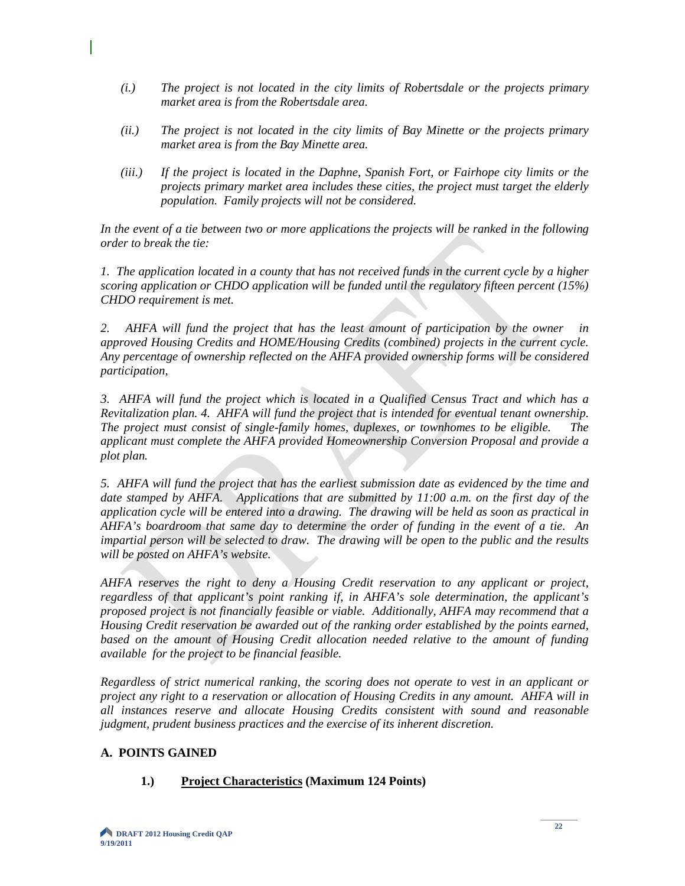*(i.)* *The project is not located in the city limits of Robertsdale or the projects primary market area is from the Robertsdale area.*

*(ii.)* *The project is not located in the city limits of Bay Minette or the projects primary market area is from the Bay Minette area.*

*(iii.)* *If the project is located in the Daphne, Spanish Fort, or Fairhope city limits or the projects primary market area includes these cities, the project must target the elderly population. Family projects will not be considered.*

*In the event of a tie between two or more applications the projects will be ranked in the following order to break the tie:*

*1. The application located in a county that has not received funds in the current cycle by a higher scoring application or CHDO application will be funded until the regulatory fifteen percent (15%) CHDO requirement is met.*

*2. AHFA will fund the project that has the least amount of participation by the owner in approved Housing Credits and HOME/Housing Credits (combined) projects in the current cycle. Any percentage of ownership reflected on the AHFA provided ownership forms will be considered participation,*

*3. AHFA will fund the project which is located in a Qualified Census Tract and which has a Revitalization plan. 4. AHFA will fund the project that is intended for eventual tenant ownership. The project must consist of single-family homes, duplexes, or townhomes to be eligible. The applicant must complete the AHFA provided Homeownership Conversion Proposal and provide a plot plan.*

*5. AHFA will fund the project that has the earliest submission date as evidenced by the time and date stamped by AHFA. Applications that are submitted by 11:00 a.m. on the first day of the application cycle will be entered into a drawing. The drawing will be held as soon as practical in AHFA's boardroom that same day to determine the order of funding in the event of a tie. An impartial person will be selected to draw. The drawing will be open to the public and the results will be posted on AHFA's website.*

*AHFA reserves the right to deny a Housing Credit reservation to any applicant or project, regardless of that applicant's point ranking if, in AHFA's sole determination, the applicant's proposed project is not financially feasible or viable. Additionally, AHFA may recommend that a Housing Credit reservation be awarded out of the ranking order established by the points earned, based on the amount of Housing Credit allocation needed relative to the amount of funding available for the project to be financial feasible.*

*Regardless of strict numerical ranking, the scoring does not operate to vest in an applicant or project any right to a reservation or allocation of Housing Credits in any amount. AHFA will in all instances reserve and allocate Housing Credits consistent with sound and reasonable judgment, prudent business practices and the exercise of its inherent discretion.*

## A. POINTS GAINED

### 1.) <u>Project Characteristics</u> (Maximum 124 Points)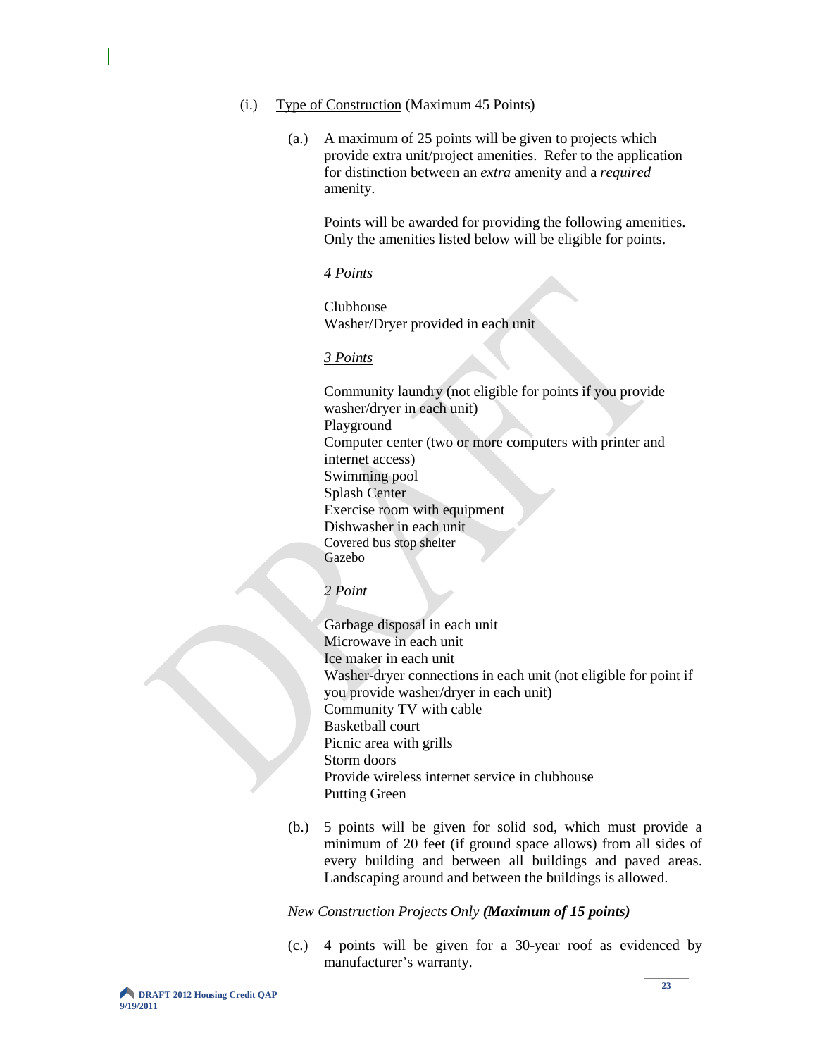(i.) <u>Type of Construction</u> (Maximum 45 Points)

(a.) A maximum of 25 points will be given to projects which provide extra unit/project amenities. Refer to the application for distinction between an *extra* amenity and a *required* amenity.

Points will be awarded for providing the following amenities. Only the amenities listed below will be eligible for points.

*<u>4 Points</u>*

Clubhouse
Washer/Dryer provided in each unit

*<u>3 Points</u>*

Community laundry (not eligible for points if you provide washer/dryer in each unit)
Playground
Computer center (two or more computers with printer and internet access)
Swimming pool
Splash Center
Exercise room with equipment
Dishwasher in each unit
Covered bus stop shelter
Gazebo

*<u>2 Point</u>*

Garbage disposal in each unit
Microwave in each unit
Ice maker in each unit
Washer-dryer connections in each unit (not eligible for point if you provide washer/dryer in each unit)
Community TV with cable
Basketball court
Picnic area with grills
Storm doors
Provide wireless internet service in clubhouse
Putting Green

(b.) 5 points will be given for solid sod, which must provide a minimum of 20 feet (if ground space allows) from all sides of every building and between all buildings and paved areas. Landscaping around and between the buildings is allowed.

*New Construction Projects Only* ***(Maximum of 15 points)***

(c.) 4 points will be given for a 30-year roof as evidenced by manufacturer's warranty.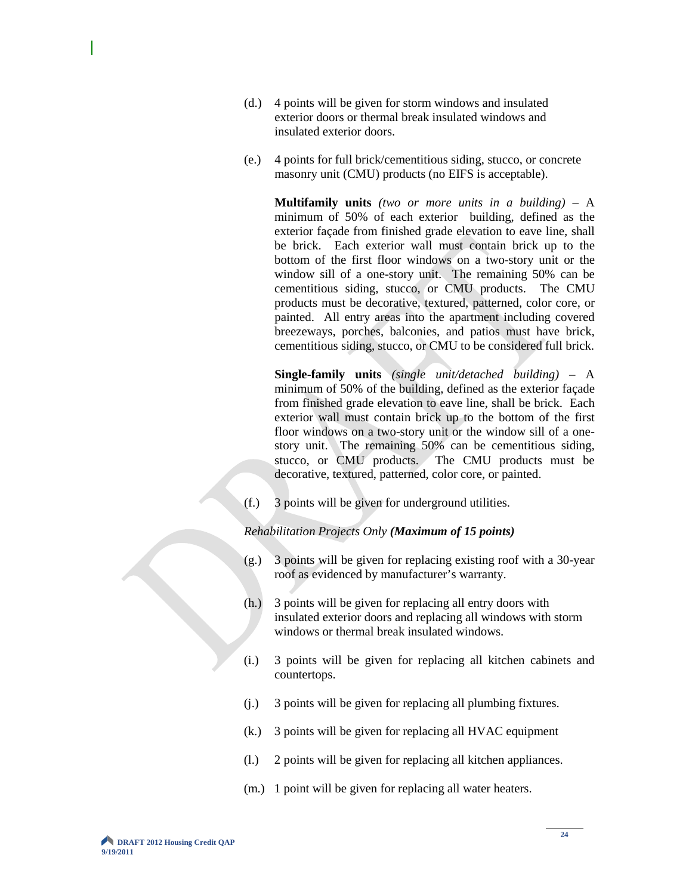(d.) 4 points will be given for storm windows and insulated exterior doors or thermal break insulated windows and insulated exterior doors.

(e.) 4 points for full brick/cementitious siding, stucco, or concrete masonry unit (CMU) products (no EIFS is acceptable).

**Multifamily units** *(two or more units in a building)* – A minimum of 50% of each exterior building, defined as the exterior façade from finished grade elevation to eave line, shall be brick. Each exterior wall must contain brick up to the bottom of the first floor windows on a two-story unit or the window sill of a one-story unit. The remaining 50% can be cementitious siding, stucco, or CMU products. The CMU products must be decorative, textured, patterned, color core, or painted. All entry areas into the apartment including covered breezeways, porches, balconies, and patios must have brick, cementitious siding, stucco, or CMU to be considered full brick.

**Single-family units** *(single unit/detached building)* – A minimum of 50% of the building, defined as the exterior façade from finished grade elevation to eave line, shall be brick. Each exterior wall must contain brick up to the bottom of the first floor windows on a two-story unit or the window sill of a one-story unit. The remaining 50% can be cementitious siding, stucco, or CMU products. The CMU products must be decorative, textured, patterned, color core, or painted.

(f.) 3 points will be given for underground utilities.

*Rehabilitation Projects Only* ***(Maximum of 15 points)***

(g.) 3 points will be given for replacing existing roof with a 30-year roof as evidenced by manufacturer's warranty.

(h.) 3 points will be given for replacing all entry doors with insulated exterior doors and replacing all windows with storm windows or thermal break insulated windows.

(i.) 3 points will be given for replacing all kitchen cabinets and countertops.

(j.) 3 points will be given for replacing all plumbing fixtures.

(k.) 3 points will be given for replacing all HVAC equipment

(l.) 2 points will be given for replacing all kitchen appliances.

(m.) 1 point will be given for replacing all water heaters.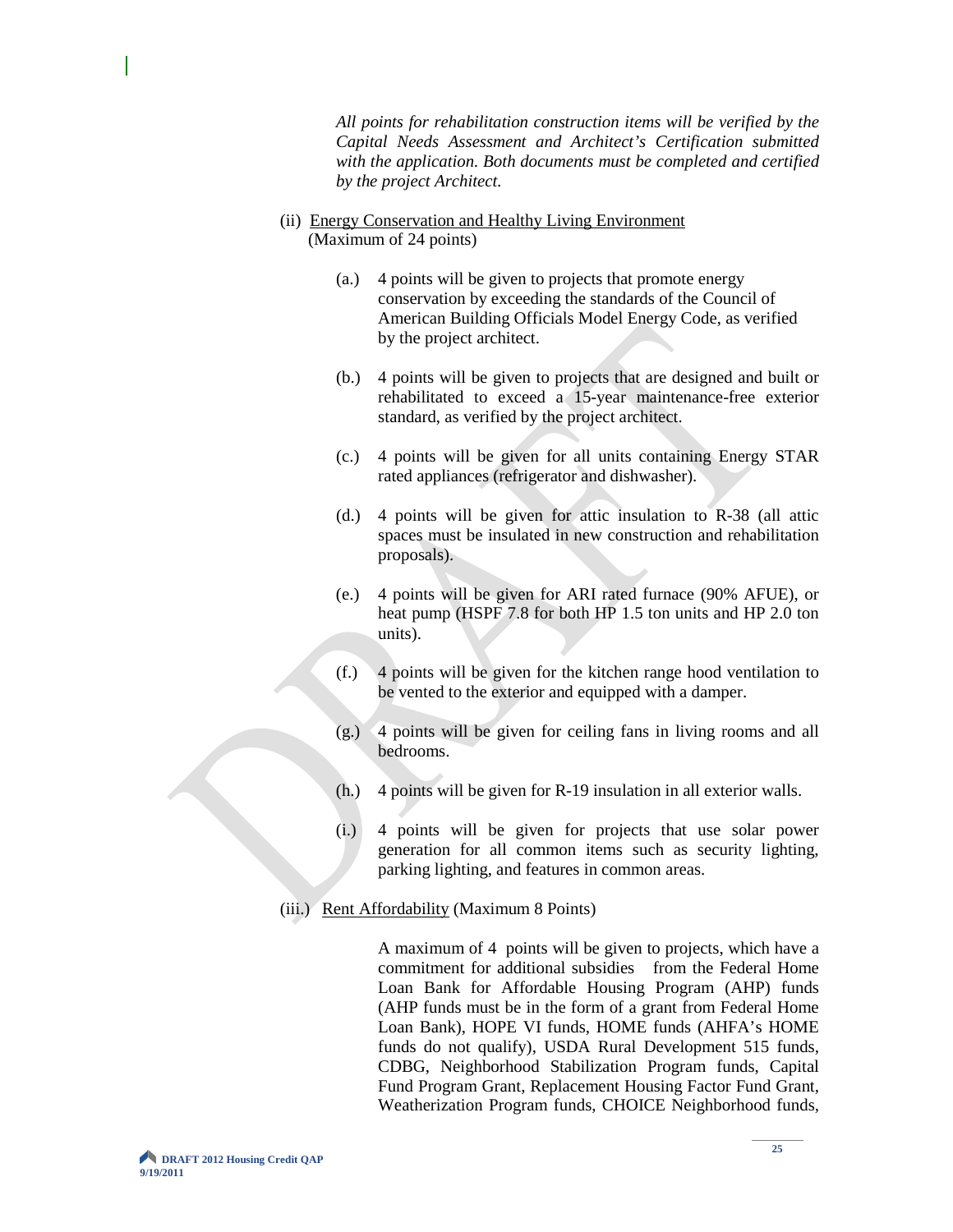*All points for rehabilitation construction items will be verified by the Capital Needs Assessment and Architect's Certification submitted with the application. Both documents must be completed and certified by the project Architect.*

(ii) <u>Energy Conservation and Healthy Living Environment</u> (Maximum of 24 points)

(a.) 4 points will be given to projects that promote energy conservation by exceeding the standards of the Council of American Building Officials Model Energy Code, as verified by the project architect.

(b.) 4 points will be given to projects that are designed and built or rehabilitated to exceed a 15-year maintenance-free exterior standard, as verified by the project architect.

(c.) 4 points will be given for all units containing Energy STAR rated appliances (refrigerator and dishwasher).

(d.) 4 points will be given for attic insulation to R-38 (all attic spaces must be insulated in new construction and rehabilitation proposals).

(e.) 4 points will be given for ARI rated furnace (90% AFUE), or heat pump (HSPF 7.8 for both HP 1.5 ton units and HP 2.0 ton units).

(f.) 4 points will be given for the kitchen range hood ventilation to be vented to the exterior and equipped with a damper.

(g.) 4 points will be given for ceiling fans in living rooms and all bedrooms.

(h.) 4 points will be given for R-19 insulation in all exterior walls.

(i.) 4 points will be given for projects that use solar power generation for all common items such as security lighting, parking lighting, and features in common areas.

(iii.) <u>Rent Affordability</u> (Maximum 8 Points)

A maximum of 4 points will be given to projects, which have a commitment for additional subsidies from the Federal Home Loan Bank for Affordable Housing Program (AHP) funds (AHP funds must be in the form of a grant from Federal Home Loan Bank), HOPE VI funds, HOME funds (AHFA's HOME funds do not qualify), USDA Rural Development 515 funds, CDBG, Neighborhood Stabilization Program funds, Capital Fund Program Grant, Replacement Housing Factor Fund Grant, Weatherization Program funds, CHOICE Neighborhood funds,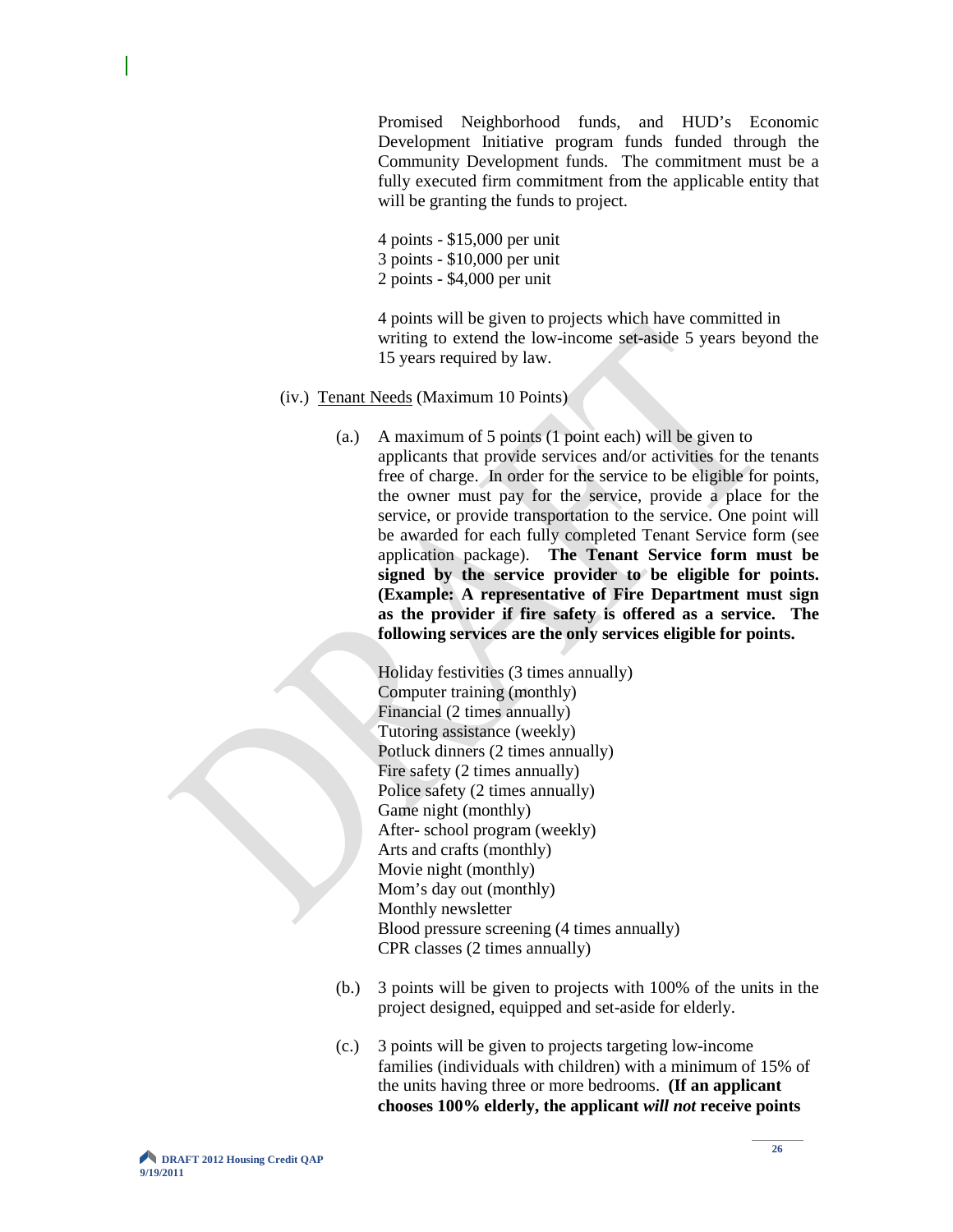Promised Neighborhood funds, and HUD's Economic Development Initiative program funds funded through the Community Development funds. The commitment must be a fully executed firm commitment from the applicable entity that will be granting the funds to project.

4 points - $15,000 per unit
3 points - $10,000 per unit
2 points - $4,000 per unit

4 points will be given to projects which have committed in writing to extend the low-income set-aside 5 years beyond the 15 years required by law.

(iv.) Tenant Needs (Maximum 10 Points)

(a.) A maximum of 5 points (1 point each) will be given to applicants that provide services and/or activities for the tenants free of charge. In order for the service to be eligible for points, the owner must pay for the service, provide a place for the service, or provide transportation to the service. One point will be awarded for each fully completed Tenant Service form (see application package). **The Tenant Service form must be signed by the service provider to be eligible for points. (Example: A representative of Fire Department must sign as the provider if fire safety is offered as a service. The following services are the only services eligible for points.**

Holiday festivities (3 times annually)
Computer training (monthly)
Financial (2 times annually)
Tutoring assistance (weekly)
Potluck dinners (2 times annually)
Fire safety (2 times annually)
Police safety (2 times annually)
Game night (monthly)
After- school program (weekly)
Arts and crafts (monthly)
Movie night (monthly)
Mom's day out (monthly)
Monthly newsletter
Blood pressure screening (4 times annually)
CPR classes (2 times annually)

(b.) 3 points will be given to projects with 100% of the units in the project designed, equipped and set-aside for elderly.

(c.) 3 points will be given to projects targeting low-income families (individuals with children) with a minimum of 15% of the units having three or more bedrooms. **(If an applicant chooses 100% elderly, the applicant *will not* receive points**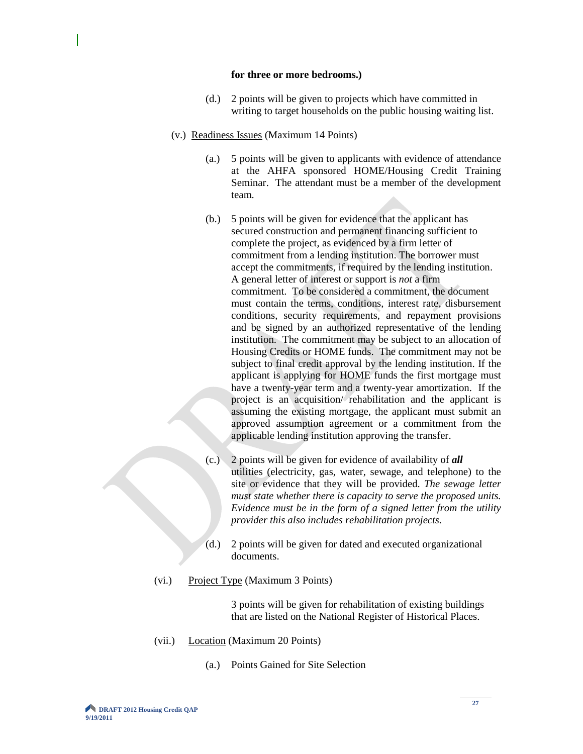**for three or more bedrooms.)**

(d.) 2 points will be given to projects which have committed in writing to target households on the public housing waiting list.

(v.) Readiness Issues (Maximum 14 Points)

(a.) 5 points will be given to applicants with evidence of attendance at the AHFA sponsored HOME/Housing Credit Training Seminar. The attendant must be a member of the development team.

(b.) 5 points will be given for evidence that the applicant has secured construction and permanent financing sufficient to complete the project, as evidenced by a firm letter of commitment from a lending institution. The borrower must accept the commitments, if required by the lending institution. A general letter of interest or support is *not* a firm commitment. To be considered a commitment, the document must contain the terms, conditions, interest rate, disbursement conditions, security requirements, and repayment provisions and be signed by an authorized representative of the lending institution. The commitment may be subject to an allocation of Housing Credits or HOME funds. The commitment may not be subject to final credit approval by the lending institution. If the applicant is applying for HOME funds the first mortgage must have a twenty-year term and a twenty-year amortization. If the project is an acquisition/ rehabilitation and the applicant is assuming the existing mortgage, the applicant must submit an approved assumption agreement or a commitment from the applicable lending institution approving the transfer.

(c.) 2 points will be given for evidence of availability of ***all*** utilities (electricity, gas, water, sewage, and telephone) to the site or evidence that they will be provided. *The sewage letter must state whether there is capacity to serve the proposed units. Evidence must be in the form of a signed letter from the utility provider this also includes rehabilitation projects.*

(d.) 2 points will be given for dated and executed organizational documents.

(vi.) Project Type (Maximum 3 Points)

3 points will be given for rehabilitation of existing buildings that are listed on the National Register of Historical Places.

(vii.) Location (Maximum 20 Points)

(a.) Points Gained for Site Selection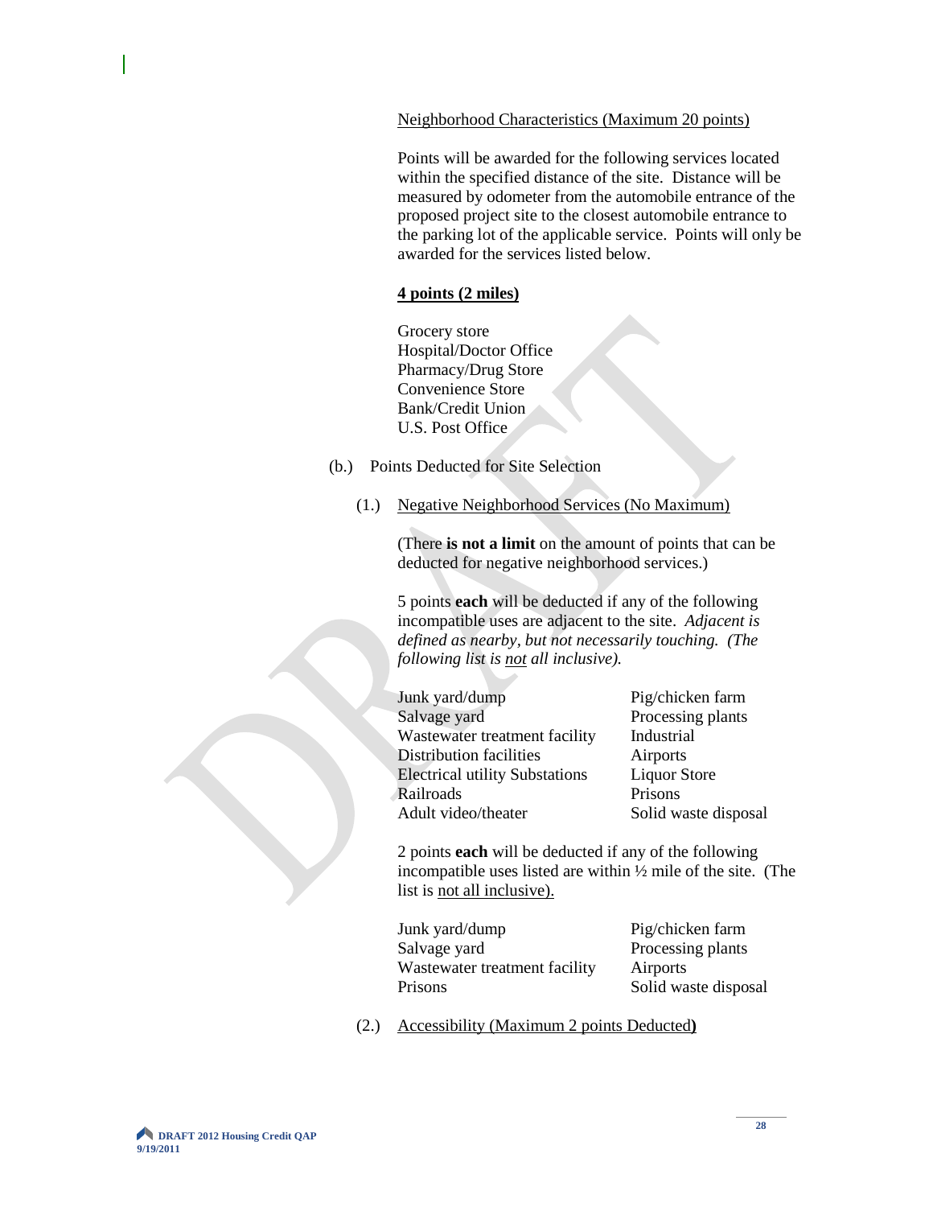Neighborhood Characteristics (Maximum 20 points)

Points will be awarded for the following services located within the specified distance of the site. Distance will be measured by odometer from the automobile entrance of the proposed project site to the closest automobile entrance to the parking lot of the applicable service. Points will only be awarded for the services listed below.

**4 points (2 miles)**

Grocery store
Hospital/Doctor Office
Pharmacy/Drug Store
Convenience Store
Bank/Credit Union
U.S. Post Office

(b.) Points Deducted for Site Selection

(1.) Negative Neighborhood Services (No Maximum)

(There **is not a limit** on the amount of points that can be deducted for negative neighborhood services.)

5 points **each** will be deducted if any of the following incompatible uses are adjacent to the site. *Adjacent is defined as nearby, but not necessarily touching. (The following list is not all inclusive).*

| | |
|---|---|
| Junk yard/dump | Pig/chicken farm |
| Salvage yard | Processing plants |
| Wastewater treatment facility | Industrial |
| Distribution facilities | Airports |
| Electrical utility Substations | Liquor Store |
| Railroads | Prisons |
| Adult video/theater | Solid waste disposal |

2 points **each** will be deducted if any of the following incompatible uses listed are within ½ mile of the site. (The list is not all inclusive).

| | |
|---|---|
| Junk yard/dump | Pig/chicken farm |
| Salvage yard | Processing plants |
| Wastewater treatment facility | Airports |
| Prisons | Solid waste disposal |

(2.) Accessibility (Maximum 2 points Deducted**)**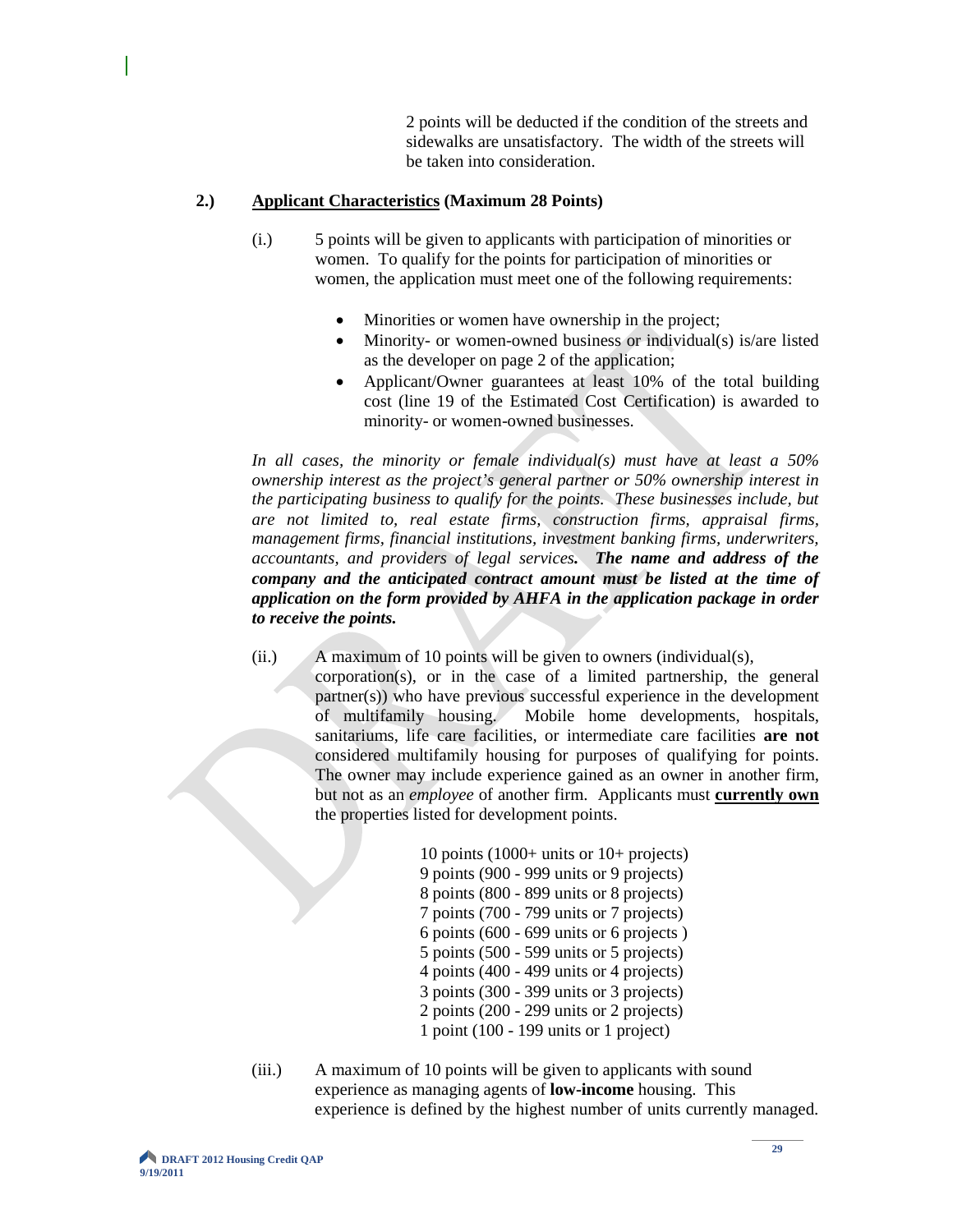2 points will be deducted if the condition of the streets and sidewalks are unsatisfactory. The width of the streets will be taken into consideration.

**2.) <u>Applicant Characteristics</u> (Maximum 28 Points)**

(i.) 5 points will be given to applicants with participation of minorities or women. To qualify for the points for participation of minorities or women, the application must meet one of the following requirements:

- Minorities or women have ownership in the project;
- Minority- or women-owned business or individual(s) is/are listed as the developer on page 2 of the application;
- Applicant/Owner guarantees at least 10% of the total building cost (line 19 of the Estimated Cost Certification) is awarded to minority- or women-owned businesses.

*In all cases, the minority or female individual(s) must have at least a 50% ownership interest as the project's general partner or 50% ownership interest in the participating business to qualify for the points. These businesses include, but are not limited to, real estate firms, construction firms, appraisal firms, management firms, financial institutions, investment banking firms, underwriters, accountants, and providers of legal services.* ***The name and address of the company and the anticipated contract amount must be listed at the time of application on the form provided by AHFA in the application package in order to receive the points.***

(ii.) A maximum of 10 points will be given to owners (individual(s), corporation(s), or in the case of a limited partnership, the general partner(s)) who have previous successful experience in the development of multifamily housing. Mobile home developments, hospitals, sanitariums, life care facilities, or intermediate care facilities **are not** considered multifamily housing for purposes of qualifying for points. The owner may include experience gained as an owner in another firm, but not as an *employee* of another firm. Applicants must **<u>currently own</u>** the properties listed for development points.

10 points (1000+ units or 10+ projects)
9 points (900 - 999 units or 9 projects)
8 points (800 - 899 units or 8 projects)
7 points (700 - 799 units or 7 projects)
6 points (600 - 699 units or 6 projects )
5 points (500 - 599 units or 5 projects)
4 points (400 - 499 units or 4 projects)
3 points (300 - 399 units or 3 projects)
2 points (200 - 299 units or 2 projects)
1 point (100 - 199 units or 1 project)

(iii.) A maximum of 10 points will be given to applicants with sound experience as managing agents of **low-income** housing. This experience is defined by the highest number of units currently managed.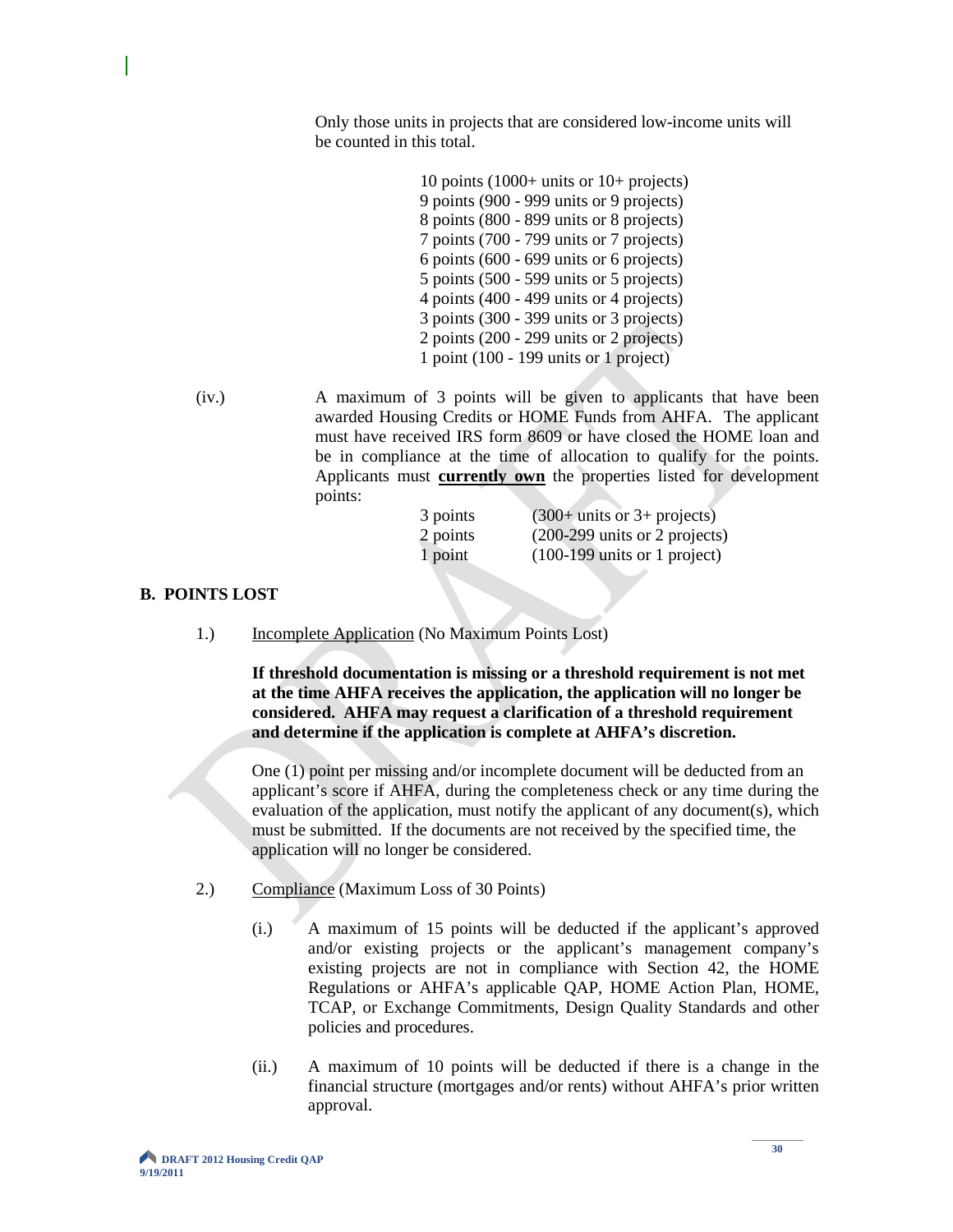Only those units in projects that are considered low-income units will be counted in this total.

10 points (1000+ units or 10+ projects)
9 points (900 - 999 units or 9 projects)
8 points (800 - 899 units or 8 projects)
7 points (700 - 799 units or 7 projects)
6 points (600 - 699 units or 6 projects)
5 points (500 - 599 units or 5 projects)
4 points (400 - 499 units or 4 projects)
3 points (300 - 399 units or 3 projects)
2 points (200 - 299 units or 2 projects)
1 point (100 - 199 units or 1 project)

(iv.) A maximum of 3 points will be given to applicants that have been awarded Housing Credits or HOME Funds from AHFA. The applicant must have received IRS form 8609 or have closed the HOME loan and be in compliance at the time of allocation to qualify for the points. Applicants must **currently own** the properties listed for development points:

| | |
|---|---|
| 3 points | (300+ units or 3+ projects) |
| 2 points | (200-299 units or 2 projects) |
| 1 point | (100-199 units or 1 project) |

## B. POINTS LOST

1.) Incomplete Application (No Maximum Points Lost)

**If threshold documentation is missing or a threshold requirement is not met at the time AHFA receives the application, the application will no longer be considered. AHFA may request a clarification of a threshold requirement and determine if the application is complete at AHFA's discretion.**

One (1) point per missing and/or incomplete document will be deducted from an applicant's score if AHFA, during the completeness check or any time during the evaluation of the application, must notify the applicant of any document(s), which must be submitted. If the documents are not received by the specified time, the application will no longer be considered.

2.) Compliance (Maximum Loss of 30 Points)

(i.) A maximum of 15 points will be deducted if the applicant's approved and/or existing projects or the applicant's management company's existing projects are not in compliance with Section 42, the HOME Regulations or AHFA's applicable QAP, HOME Action Plan, HOME, TCAP, or Exchange Commitments, Design Quality Standards and other policies and procedures.

(ii.) A maximum of 10 points will be deducted if there is a change in the financial structure (mortgages and/or rents) without AHFA's prior written approval.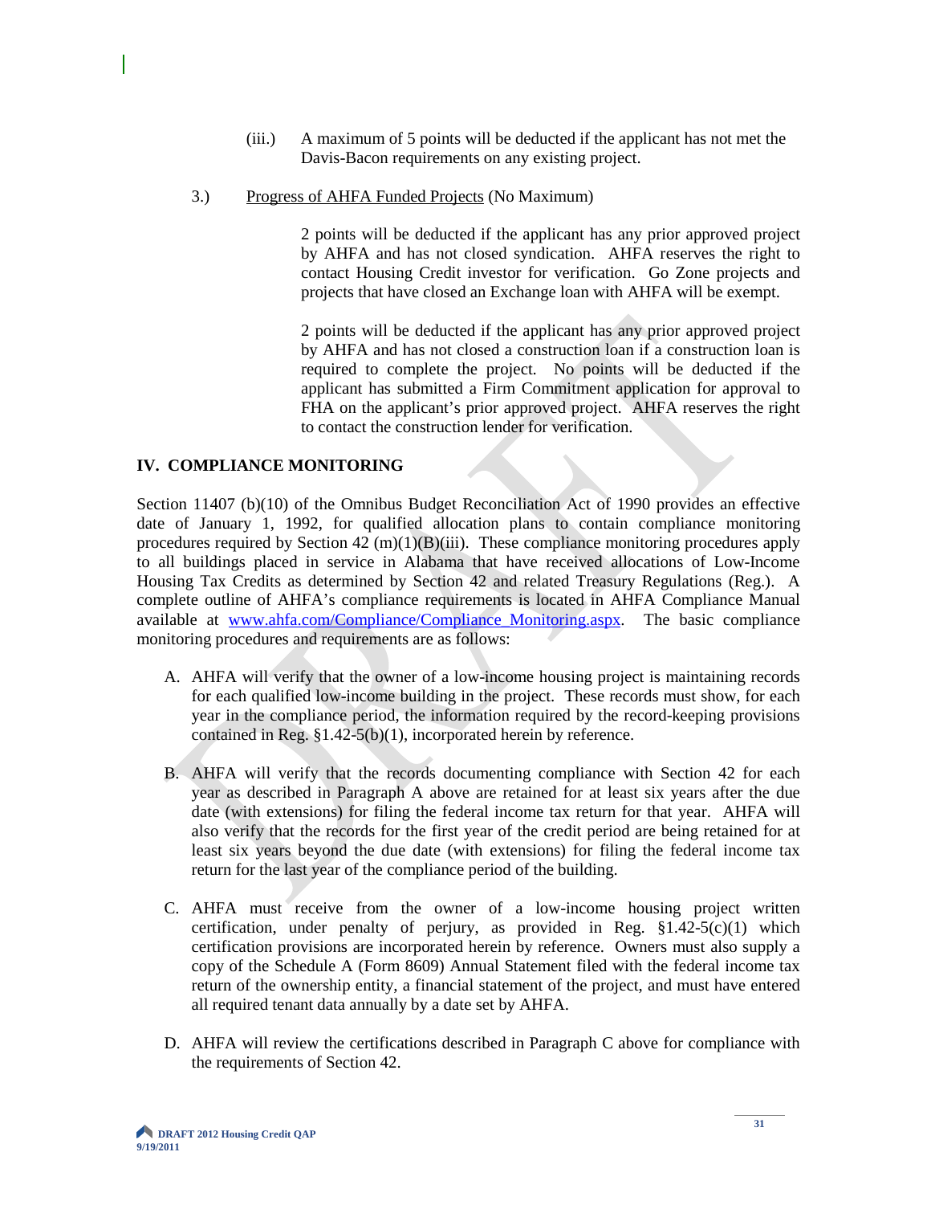(iii.) A maximum of 5 points will be deducted if the applicant has not met the Davis-Bacon requirements on any existing project.

3.) Progress of AHFA Funded Projects (No Maximum)

2 points will be deducted if the applicant has any prior approved project by AHFA and has not closed syndication. AHFA reserves the right to contact Housing Credit investor for verification. Go Zone projects and projects that have closed an Exchange loan with AHFA will be exempt.

2 points will be deducted if the applicant has any prior approved project by AHFA and has not closed a construction loan if a construction loan is required to complete the project. No points will be deducted if the applicant has submitted a Firm Commitment application for approval to FHA on the applicant's prior approved project. AHFA reserves the right to contact the construction lender for verification.

## IV. COMPLIANCE MONITORING

Section 11407 (b)(10) of the Omnibus Budget Reconciliation Act of 1990 provides an effective date of January 1, 1992, for qualified allocation plans to contain compliance monitoring procedures required by Section 42 (m)(1)(B)(iii). These compliance monitoring procedures apply to all buildings placed in service in Alabama that have received allocations of Low-Income Housing Tax Credits as determined by Section 42 and related Treasury Regulations (Reg.). A complete outline of AHFA's compliance requirements is located in AHFA Compliance Manual available at [www.ahfa.com/Compliance/Compliance_Monitoring.aspx](www.ahfa.com/Compliance/Compliance_Monitoring.aspx). The basic compliance monitoring procedures and requirements are as follows:

A. AHFA will verify that the owner of a low-income housing project is maintaining records for each qualified low-income building in the project. These records must show, for each year in the compliance period, the information required by the record-keeping provisions contained in Reg. §1.42-5(b)(1), incorporated herein by reference.

B. AHFA will verify that the records documenting compliance with Section 42 for each year as described in Paragraph A above are retained for at least six years after the due date (with extensions) for filing the federal income tax return for that year. AHFA will also verify that the records for the first year of the credit period are being retained for at least six years beyond the due date (with extensions) for filing the federal income tax return for the last year of the compliance period of the building.

C. AHFA must receive from the owner of a low-income housing project written certification, under penalty of perjury, as provided in Reg. §1.42-5(c)(1) which certification provisions are incorporated herein by reference. Owners must also supply a copy of the Schedule A (Form 8609) Annual Statement filed with the federal income tax return of the ownership entity, a financial statement of the project, and must have entered all required tenant data annually by a date set by AHFA.

D. AHFA will review the certifications described in Paragraph C above for compliance with the requirements of Section 42.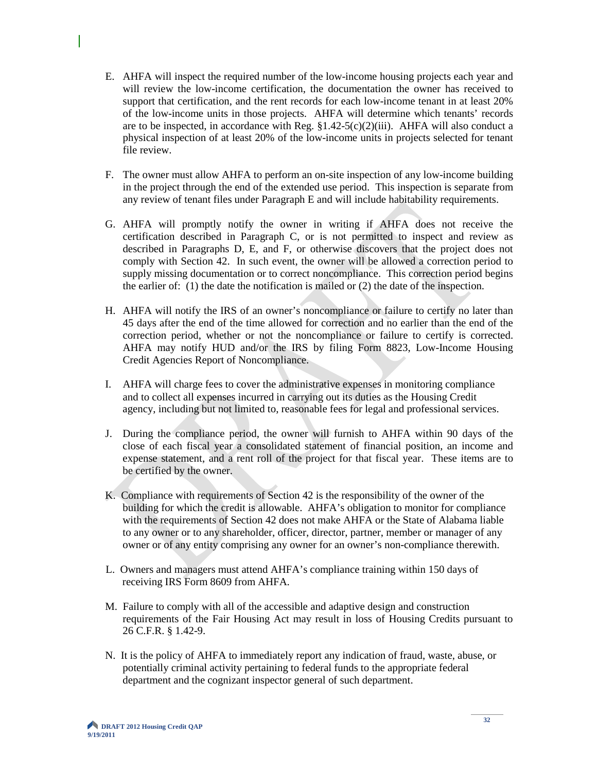E. AHFA will inspect the required number of the low-income housing projects each year and will review the low-income certification, the documentation the owner has received to support that certification, and the rent records for each low-income tenant in at least 20% of the low-income units in those projects. AHFA will determine which tenants' records are to be inspected, in accordance with Reg. §1.42-5(c)(2)(iii). AHFA will also conduct a physical inspection of at least 20% of the low-income units in projects selected for tenant file review.

F. The owner must allow AHFA to perform an on-site inspection of any low-income building in the project through the end of the extended use period. This inspection is separate from any review of tenant files under Paragraph E and will include habitability requirements.

G. AHFA will promptly notify the owner in writing if AHFA does not receive the certification described in Paragraph C, or is not permitted to inspect and review as described in Paragraphs D, E, and F, or otherwise discovers that the project does not comply with Section 42. In such event, the owner will be allowed a correction period to supply missing documentation or to correct noncompliance. This correction period begins the earlier of: (1) the date the notification is mailed or (2) the date of the inspection.

H. AHFA will notify the IRS of an owner's noncompliance or failure to certify no later than 45 days after the end of the time allowed for correction and no earlier than the end of the correction period, whether or not the noncompliance or failure to certify is corrected. AHFA may notify HUD and/or the IRS by filing Form 8823, Low-Income Housing Credit Agencies Report of Noncompliance.

I. AHFA will charge fees to cover the administrative expenses in monitoring compliance and to collect all expenses incurred in carrying out its duties as the Housing Credit agency, including but not limited to, reasonable fees for legal and professional services.

J. During the compliance period, the owner will furnish to AHFA within 90 days of the close of each fiscal year a consolidated statement of financial position, an income and expense statement, and a rent roll of the project for that fiscal year. These items are to be certified by the owner.

K. Compliance with requirements of Section 42 is the responsibility of the owner of the building for which the credit is allowable. AHFA's obligation to monitor for compliance with the requirements of Section 42 does not make AHFA or the State of Alabama liable to any owner or to any shareholder, officer, director, partner, member or manager of any owner or of any entity comprising any owner for an owner's non-compliance therewith.

L. Owners and managers must attend AHFA's compliance training within 150 days of receiving IRS Form 8609 from AHFA.

M. Failure to comply with all of the accessible and adaptive design and construction requirements of the Fair Housing Act may result in loss of Housing Credits pursuant to 26 C.F.R. § 1.42-9.

N. It is the policy of AHFA to immediately report any indication of fraud, waste, abuse, or potentially criminal activity pertaining to federal funds to the appropriate federal department and the cognizant inspector general of such department.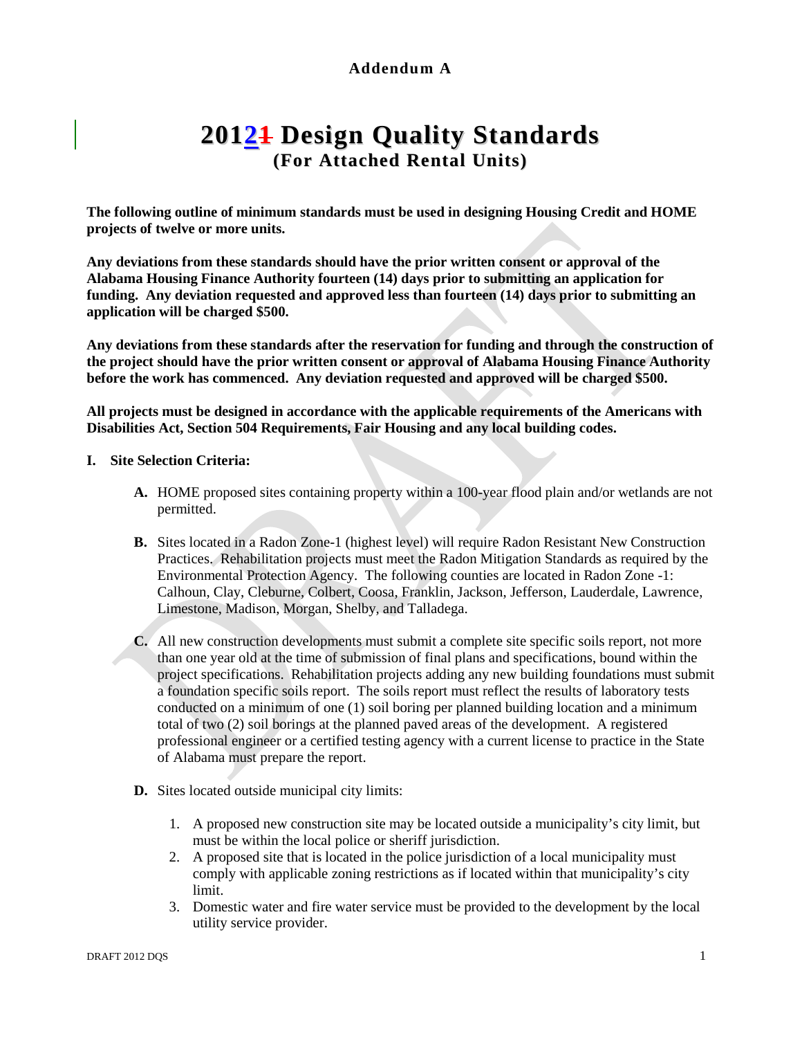**Addendum A**

# 20121 Design Quality Standards

## (For Attached Rental Units)

**The following outline of minimum standards must be used in designing Housing Credit and HOME projects of twelve or more units.**

**Any deviations from these standards should have the prior written consent or approval of the Alabama Housing Finance Authority fourteen (14) days prior to submitting an application for funding. Any deviation requested and approved less than fourteen (14) days prior to submitting an application will be charged $500.**

**Any deviations from these standards after the reservation for funding and through the construction of the project should have the prior written consent or approval of Alabama Housing Finance Authority before the work has commenced. Any deviation requested and approved will be charged $500.**

**All projects must be designed in accordance with the applicable requirements of the Americans with Disabilities Act, Section 504 Requirements, Fair Housing and any local building codes.**

**I. Site Selection Criteria:**

- **A.** HOME proposed sites containing property within a 100-year flood plain and/or wetlands are not permitted.

- **B.** Sites located in a Radon Zone-1 (highest level) will require Radon Resistant New Construction Practices. Rehabilitation projects must meet the Radon Mitigation Standards as required by the Environmental Protection Agency. The following counties are located in Radon Zone -1: Calhoun, Clay, Cleburne, Colbert, Coosa, Franklin, Jackson, Jefferson, Lauderdale, Lawrence, Limestone, Madison, Morgan, Shelby, and Talladega.

- **C.** All new construction developments must submit a complete site specific soils report, not more than one year old at the time of submission of final plans and specifications, bound within the project specifications. Rehabilitation projects adding any new building foundations must submit a foundation specific soils report. The soils report must reflect the results of laboratory tests conducted on a minimum of one (1) soil boring per planned building location and a minimum total of two (2) soil borings at the planned paved areas of the development. A registered professional engineer or a certified testing agency with a current license to practice in the State of Alabama must prepare the report.

- **D.** Sites located outside municipal city limits:

    1. A proposed new construction site may be located outside a municipality's city limit, but must be within the local police or sheriff jurisdiction.
    2. A proposed site that is located in the police jurisdiction of a local municipality must comply with applicable zoning restrictions as if located within that municipality's city limit.
    3. Domestic water and fire water service must be provided to the development by the local utility service provider.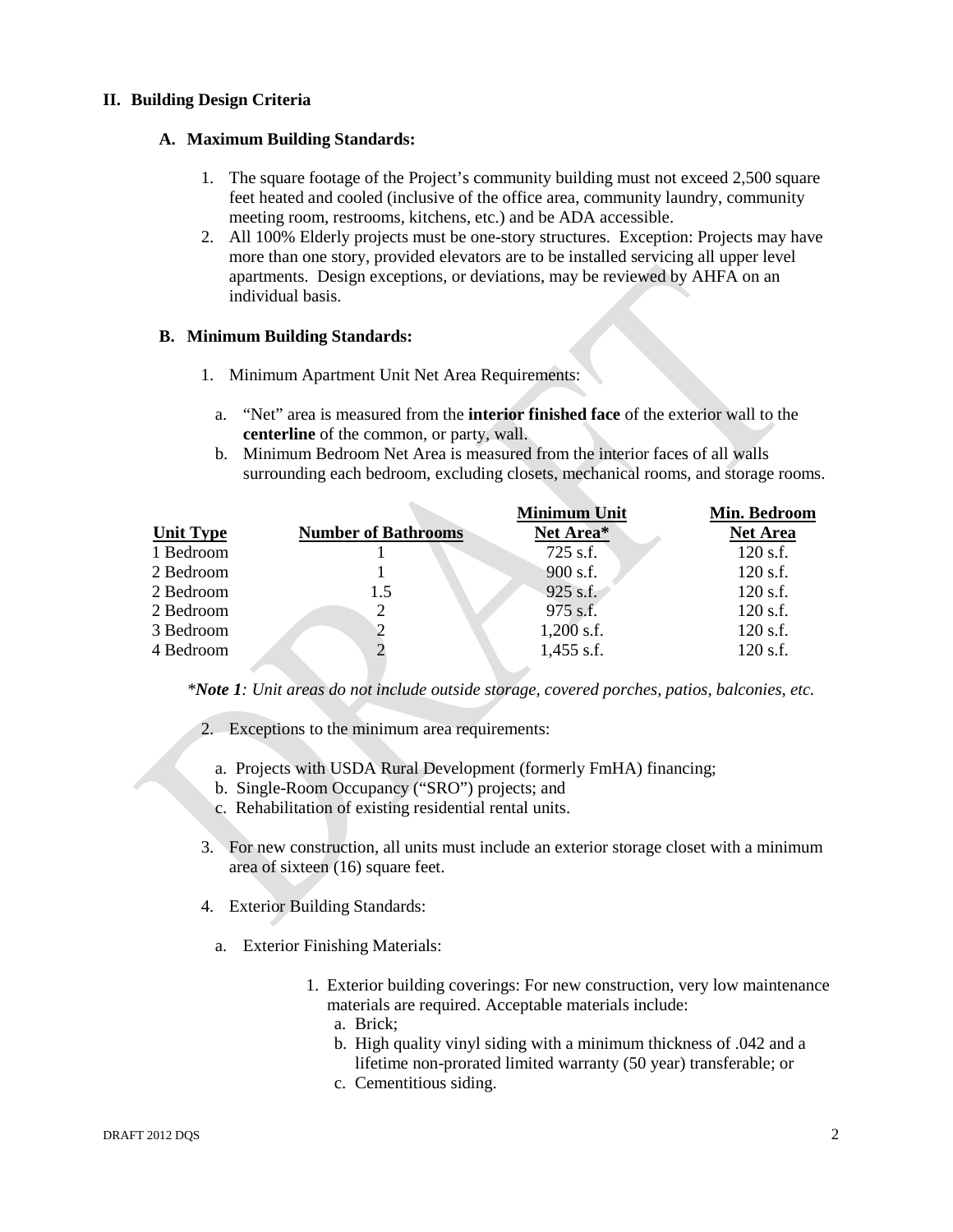## II. Building Design Criteria

### A. Maximum Building Standards:

1. The square footage of the Project's community building must not exceed 2,500 square feet heated and cooled (inclusive of the office area, community laundry, community meeting room, restrooms, kitchens, etc.) and be ADA accessible.
2. All 100% Elderly projects must be one-story structures. Exception: Projects may have more than one story, provided elevators are to be installed servicing all upper level apartments. Design exceptions, or deviations, may be reviewed by AHFA on an individual basis.

### B. Minimum Building Standards:

1. Minimum Apartment Unit Net Area Requirements:

   a. "Net" area is measured from the **interior finished face** of the exterior wall to the **centerline** of the common, or party, wall.

   b. Minimum Bedroom Net Area is measured from the interior faces of all walls surrounding each bedroom, excluding closets, mechanical rooms, and storage rooms.

| Unit Type | Number of Bathrooms | Minimum Unit Net Area* | Min. Bedroom Net Area |
|---|---|---|---|
| 1 Bedroom | 1 | 725 s.f. | 120 s.f. |
| 2 Bedroom | 1 | 900 s.f. | 120 s.f. |
| 2 Bedroom | 1.5 | 925 s.f. | 120 s.f. |
| 2 Bedroom | 2 | 975 s.f. | 120 s.f. |
| 3 Bedroom | 2 | 1,200 s.f. | 120 s.f. |
| 4 Bedroom | 2 | 1,455 s.f. | 120 s.f. |

**Note 1*: Unit areas do not include outside storage, covered porches, patios, balconies, etc.*

2. Exceptions to the minimum area requirements:

   a. Projects with USDA Rural Development (formerly FmHA) financing;
   b. Single-Room Occupancy ("SRO") projects; and
   c. Rehabilitation of existing residential rental units.

3. For new construction, all units must include an exterior storage closet with a minimum area of sixteen (16) square feet.

4. Exterior Building Standards:

   a. Exterior Finishing Materials:

      1. Exterior building coverings: For new construction, very low maintenance materials are required. Acceptable materials include:
         a. Brick;
         b. High quality vinyl siding with a minimum thickness of .042 and a lifetime non-prorated limited warranty (50 year) transferable; or
         c. Cementitious siding.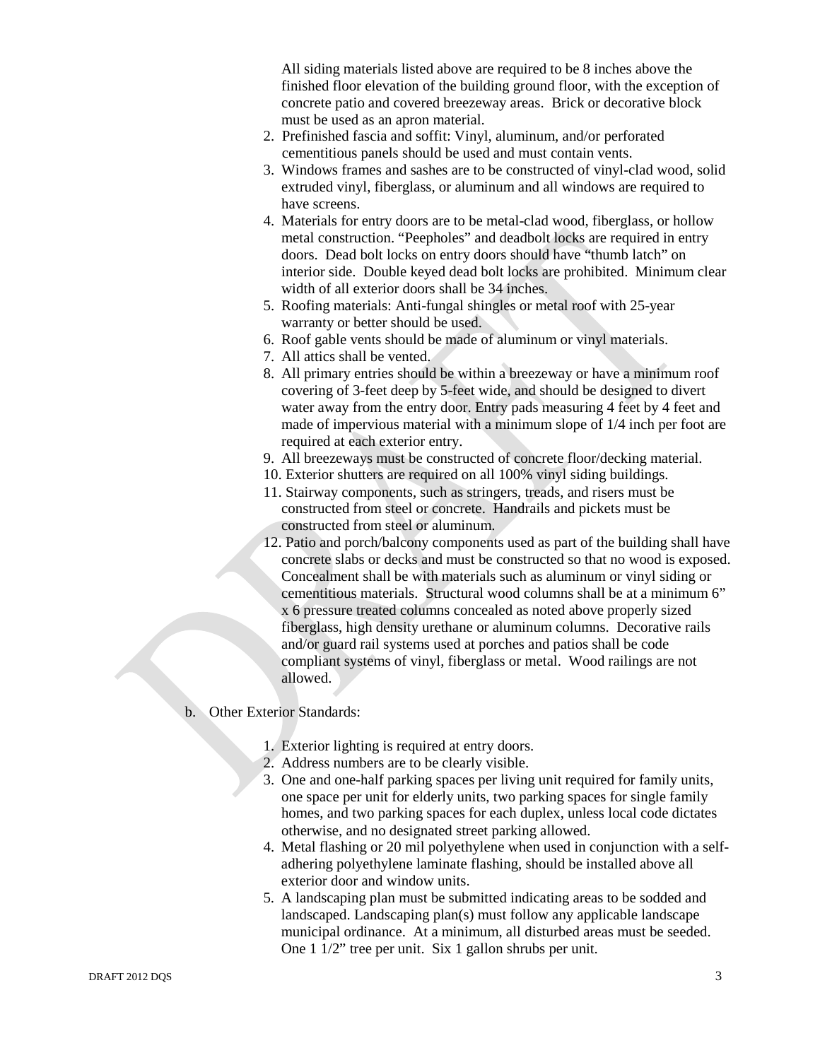All siding materials listed above are required to be 8 inches above the finished floor elevation of the building ground floor, with the exception of concrete patio and covered breezeway areas. Brick or decorative block must be used as an apron material.

2. Prefinished fascia and soffit: Vinyl, aluminum, and/or perforated cementitious panels should be used and must contain vents.
3. Windows frames and sashes are to be constructed of vinyl-clad wood, solid extruded vinyl, fiberglass, or aluminum and all windows are required to have screens.
4. Materials for entry doors are to be metal-clad wood, fiberglass, or hollow metal construction. "Peepholes" and deadbolt locks are required in entry doors. Dead bolt locks on entry doors should have "thumb latch" on interior side. Double keyed dead bolt locks are prohibited. Minimum clear width of all exterior doors shall be 34 inches.
5. Roofing materials: Anti-fungal shingles or metal roof with 25-year warranty or better should be used.
6. Roof gable vents should be made of aluminum or vinyl materials.
7. All attics shall be vented.
8. All primary entries should be within a breezeway or have a minimum roof covering of 3-feet deep by 5-feet wide, and should be designed to divert water away from the entry door. Entry pads measuring 4 feet by 4 feet and made of impervious material with a minimum slope of 1/4 inch per foot are required at each exterior entry.
9. All breezeways must be constructed of concrete floor/decking material.
10. Exterior shutters are required on all 100% vinyl siding buildings.
11. Stairway components, such as stringers, treads, and risers must be constructed from steel or concrete. Handrails and pickets must be constructed from steel or aluminum.
12. Patio and porch/balcony components used as part of the building shall have concrete slabs or decks and must be constructed so that no wood is exposed. Concealment shall be with materials such as aluminum or vinyl siding or cementitious materials. Structural wood columns shall be at a minimum 6" x 6 pressure treated columns concealed as noted above properly sized fiberglass, high density urethane or aluminum columns. Decorative rails and/or guard rail systems used at porches and patios shall be code compliant systems of vinyl, fiberglass or metal. Wood railings are not allowed.

b. Other Exterior Standards:

1. Exterior lighting is required at entry doors.
2. Address numbers are to be clearly visible.
3. One and one-half parking spaces per living unit required for family units, one space per unit for elderly units, two parking spaces for single family homes, and two parking spaces for each duplex, unless local code dictates otherwise, and no designated street parking allowed.
4. Metal flashing or 20 mil polyethylene when used in conjunction with a self-adhering polyethylene laminate flashing, should be installed above all exterior door and window units.
5. A landscaping plan must be submitted indicating areas to be sodded and landscaped. Landscaping plan(s) must follow any applicable landscape municipal ordinance. At a minimum, all disturbed areas must be seeded. One 1 1/2" tree per unit. Six 1 gallon shrubs per unit.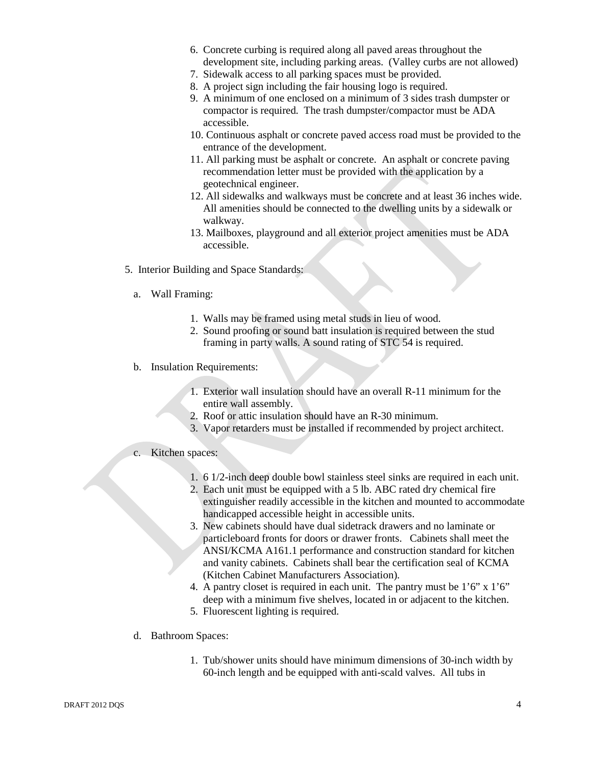6. Concrete curbing is required along all paved areas throughout the development site, including parking areas. (Valley curbs are not allowed)
7. Sidewalk access to all parking spaces must be provided.
8. A project sign including the fair housing logo is required.
9. A minimum of one enclosed on a minimum of 3 sides trash dumpster or compactor is required. The trash dumpster/compactor must be ADA accessible.
10. Continuous asphalt or concrete paved access road must be provided to the entrance of the development.
11. All parking must be asphalt or concrete. An asphalt or concrete paving recommendation letter must be provided with the application by a geotechnical engineer.
12. All sidewalks and walkways must be concrete and at least 36 inches wide. All amenities should be connected to the dwelling units by a sidewalk or walkway.
13. Mailboxes, playground and all exterior project amenities must be ADA accessible.

5. Interior Building and Space Standards:

a. Wall Framing:

1. Walls may be framed using metal studs in lieu of wood.
2. Sound proofing or sound batt insulation is required between the stud framing in party walls. A sound rating of STC 54 is required.

b. Insulation Requirements:

1. Exterior wall insulation should have an overall R-11 minimum for the entire wall assembly.
2. Roof or attic insulation should have an R-30 minimum.
3. Vapor retarders must be installed if recommended by project architect.

c. Kitchen spaces:

1. 6 1/2-inch deep double bowl stainless steel sinks are required in each unit.
2. Each unit must be equipped with a 5 lb. ABC rated dry chemical fire extinguisher readily accessible in the kitchen and mounted to accommodate handicapped accessible height in accessible units.
3. New cabinets should have dual sidetrack drawers and no laminate or particleboard fronts for doors or drawer fronts. Cabinets shall meet the ANSI/KCMA A161.1 performance and construction standard for kitchen and vanity cabinets. Cabinets shall bear the certification seal of KCMA (Kitchen Cabinet Manufacturers Association).
4. A pantry closet is required in each unit. The pantry must be 1'6" x 1'6" deep with a minimum five shelves, located in or adjacent to the kitchen.
5. Fluorescent lighting is required.

d. Bathroom Spaces:

1. Tub/shower units should have minimum dimensions of 30-inch width by 60-inch length and be equipped with anti-scald valves. All tubs in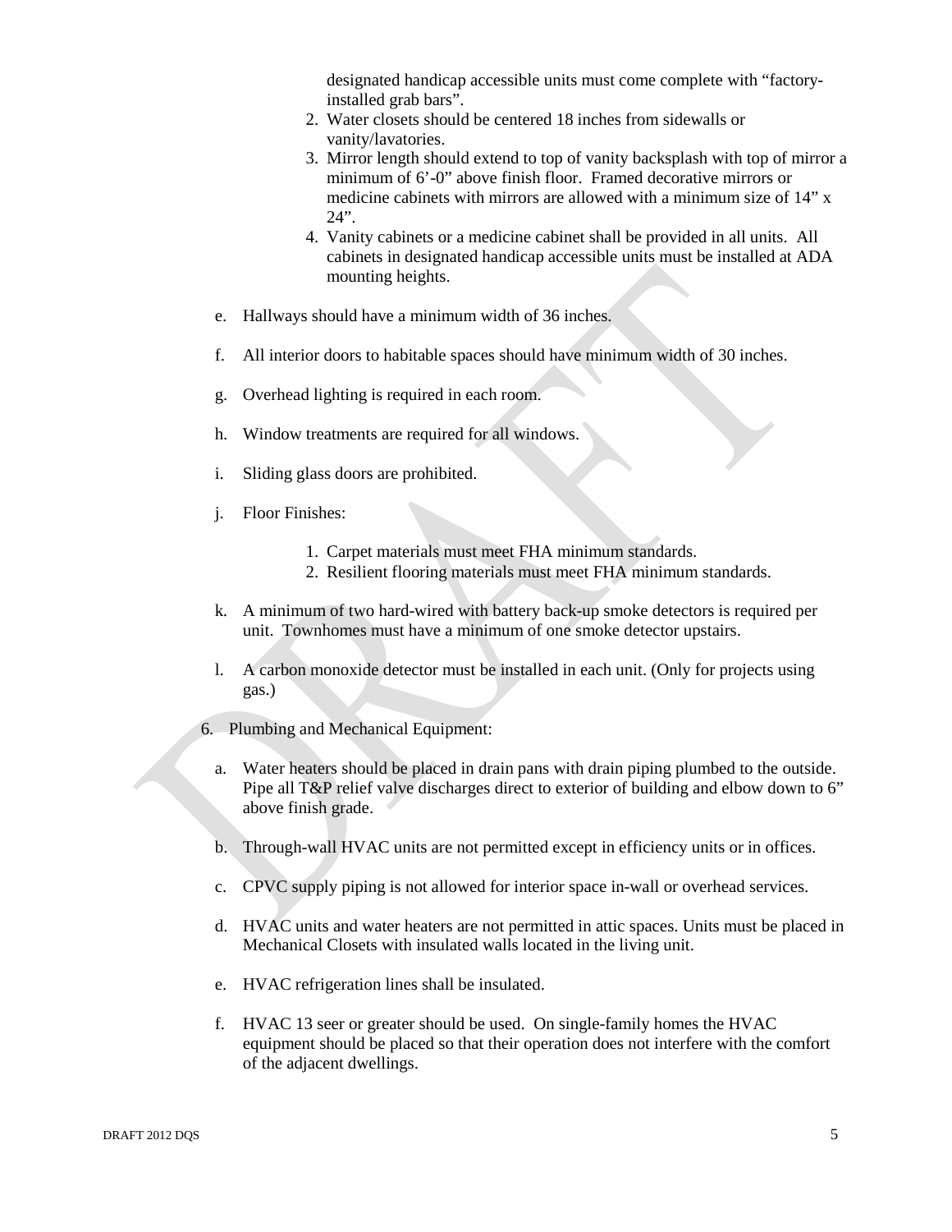designated handicap accessible units must come complete with "factory-installed grab bars".

2. Water closets should be centered 18 inches from sidewalls or vanity/lavatories.
3. Mirror length should extend to top of vanity backsplash with top of mirror a minimum of 6'-0" above finish floor. Framed decorative mirrors or medicine cabinets with mirrors are allowed with a minimum size of 14" x 24".
4. Vanity cabinets or a medicine cabinet shall be provided in all units. All cabinets in designated handicap accessible units must be installed at ADA mounting heights.

e. Hallways should have a minimum width of 36 inches.

f. All interior doors to habitable spaces should have minimum width of 30 inches.

g. Overhead lighting is required in each room.

h. Window treatments are required for all windows.

i. Sliding glass doors are prohibited.

j. Floor Finishes:

1. Carpet materials must meet FHA minimum standards.
2. Resilient flooring materials must meet FHA minimum standards.

k. A minimum of two hard-wired with battery back-up smoke detectors is required per unit. Townhomes must have a minimum of one smoke detector upstairs.

l. A carbon monoxide detector must be installed in each unit. (Only for projects using gas.)

6. Plumbing and Mechanical Equipment:

a. Water heaters should be placed in drain pans with drain piping plumbed to the outside. Pipe all T&P relief valve discharges direct to exterior of building and elbow down to 6" above finish grade.

b. Through-wall HVAC units are not permitted except in efficiency units or in offices.

c. CPVC supply piping is not allowed for interior space in-wall or overhead services.

d. HVAC units and water heaters are not permitted in attic spaces. Units must be placed in Mechanical Closets with insulated walls located in the living unit.

e. HVAC refrigeration lines shall be insulated.

f. HVAC 13 seer or greater should be used. On single-family homes the HVAC equipment should be placed so that their operation does not interfere with the comfort of the adjacent dwellings.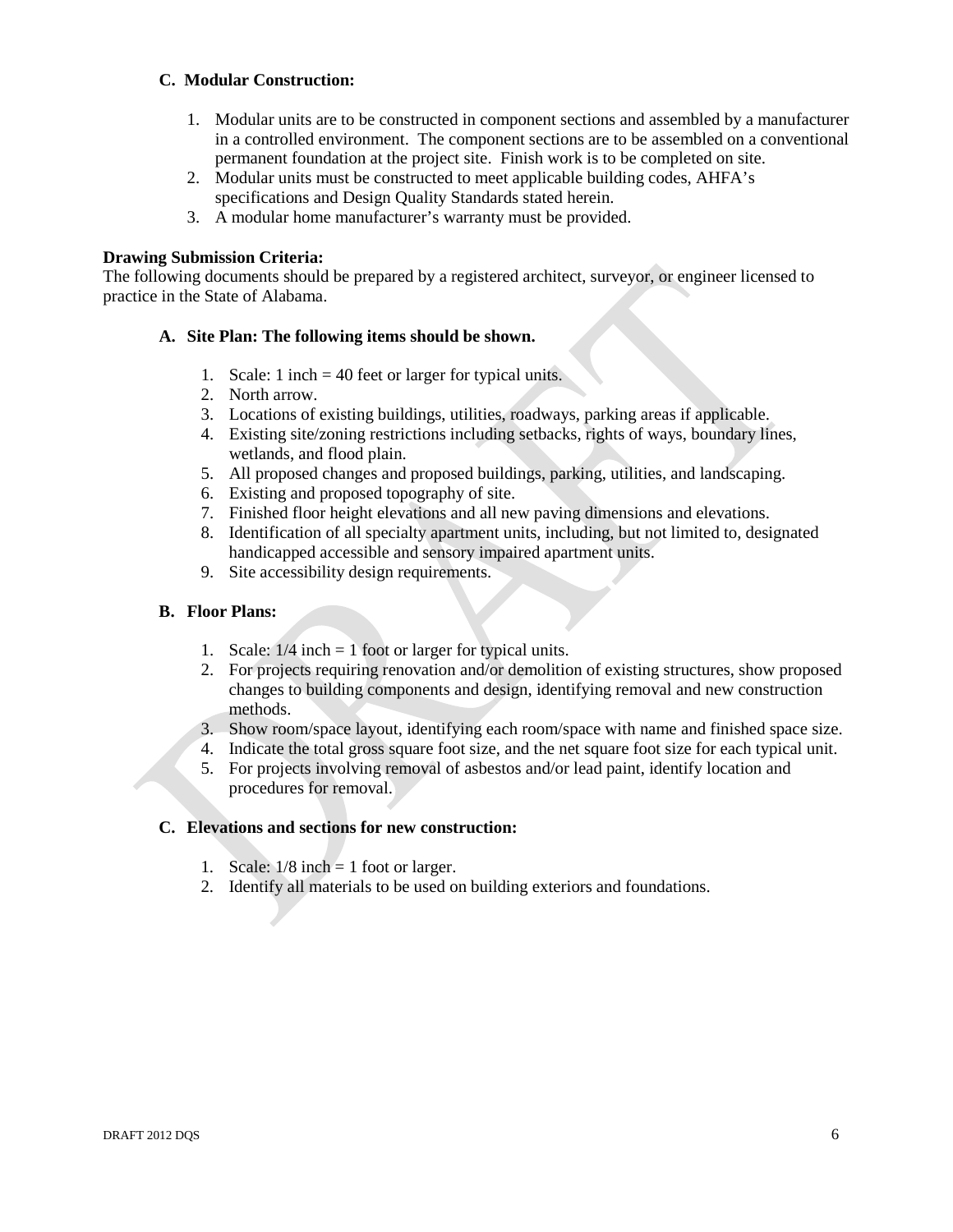### C. Modular Construction:

1. Modular units are to be constructed in component sections and assembled by a manufacturer in a controlled environment. The component sections are to be assembled on a conventional permanent foundation at the project site. Finish work is to be completed on site.
2. Modular units must be constructed to meet applicable building codes, AHFA's specifications and Design Quality Standards stated herein.
3. A modular home manufacturer's warranty must be provided.

**Drawing Submission Criteria:**
The following documents should be prepared by a registered architect, surveyor, or engineer licensed to practice in the State of Alabama.

### A. Site Plan: The following items should be shown.

1. Scale: 1 inch = 40 feet or larger for typical units.
2. North arrow.
3. Locations of existing buildings, utilities, roadways, parking areas if applicable.
4. Existing site/zoning restrictions including setbacks, rights of ways, boundary lines, wetlands, and flood plain.
5. All proposed changes and proposed buildings, parking, utilities, and landscaping.
6. Existing and proposed topography of site.
7. Finished floor height elevations and all new paving dimensions and elevations.
8. Identification of all specialty apartment units, including, but not limited to, designated handicapped accessible and sensory impaired apartment units.
9. Site accessibility design requirements.

### B. Floor Plans:

1. Scale: 1/4 inch = 1 foot or larger for typical units.
2. For projects requiring renovation and/or demolition of existing structures, show proposed changes to building components and design, identifying removal and new construction methods.
3. Show room/space layout, identifying each room/space with name and finished space size.
4. Indicate the total gross square foot size, and the net square foot size for each typical unit.
5. For projects involving removal of asbestos and/or lead paint, identify location and procedures for removal.

### C. Elevations and sections for new construction:

1. Scale: 1/8 inch = 1 foot or larger.
2. Identify all materials to be used on building exteriors and foundations.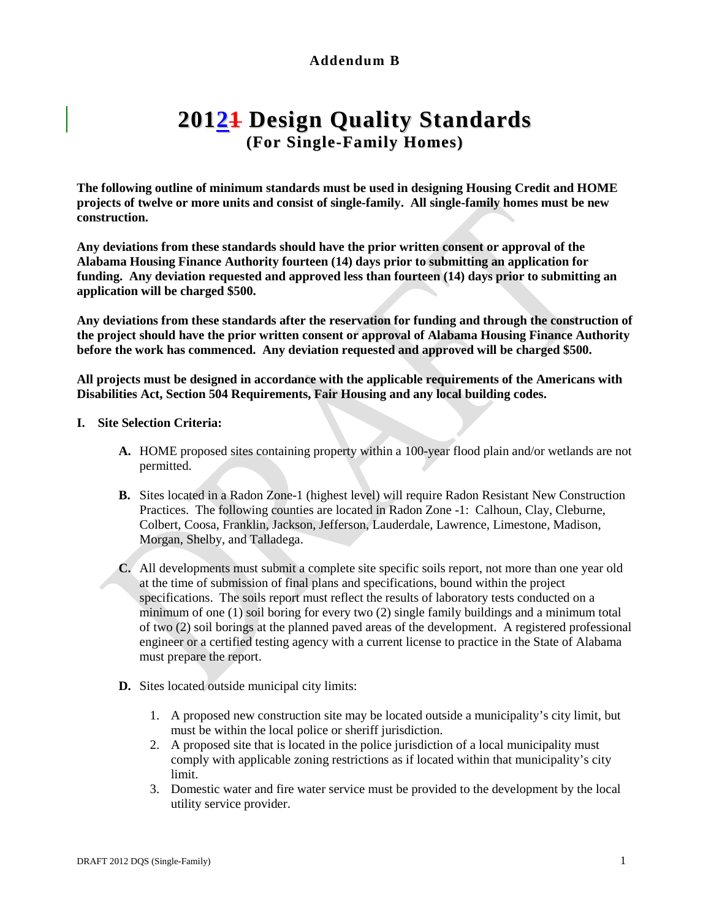**Addendum B**

# 20121 Design Quality Standards

## (For Single-Family Homes)

**The following outline of minimum standards must be used in designing Housing Credit and HOME projects of twelve or more units and consist of single-family. All single-family homes must be new construction.**

**Any deviations from these standards should have the prior written consent or approval of the Alabama Housing Finance Authority fourteen (14) days prior to submitting an application for funding. Any deviation requested and approved less than fourteen (14) days prior to submitting an application will be charged $500.**

**Any deviations from these standards after the reservation for funding and through the construction of the project should have the prior written consent or approval of Alabama Housing Finance Authority before the work has commenced. Any deviation requested and approved will be charged $500.**

**All projects must be designed in accordance with the applicable requirements of the Americans with Disabilities Act, Section 504 Requirements, Fair Housing and any local building codes.**

**I. Site Selection Criteria:**

- **A.** HOME proposed sites containing property within a 100-year flood plain and/or wetlands are not permitted.

- **B.** Sites located in a Radon Zone-1 (highest level) will require Radon Resistant New Construction Practices. The following counties are located in Radon Zone -1: Calhoun, Clay, Cleburne, Colbert, Coosa, Franklin, Jackson, Jefferson, Lauderdale, Lawrence, Limestone, Madison, Morgan, Shelby, and Talladega.

- **C.** All developments must submit a complete site specific soils report, not more than one year old at the time of submission of final plans and specifications, bound within the project specifications. The soils report must reflect the results of laboratory tests conducted on a minimum of one (1) soil boring for every two (2) single family buildings and a minimum total of two (2) soil borings at the planned paved areas of the development. A registered professional engineer or a certified testing agency with a current license to practice in the State of Alabama must prepare the report.

- **D.** Sites located outside municipal city limits:

  1. A proposed new construction site may be located outside a municipality's city limit, but must be within the local police or sheriff jurisdiction.
  2. A proposed site that is located in the police jurisdiction of a local municipality must comply with applicable zoning restrictions as if located within that municipality's city limit.
  3. Domestic water and fire water service must be provided to the development by the local utility service provider.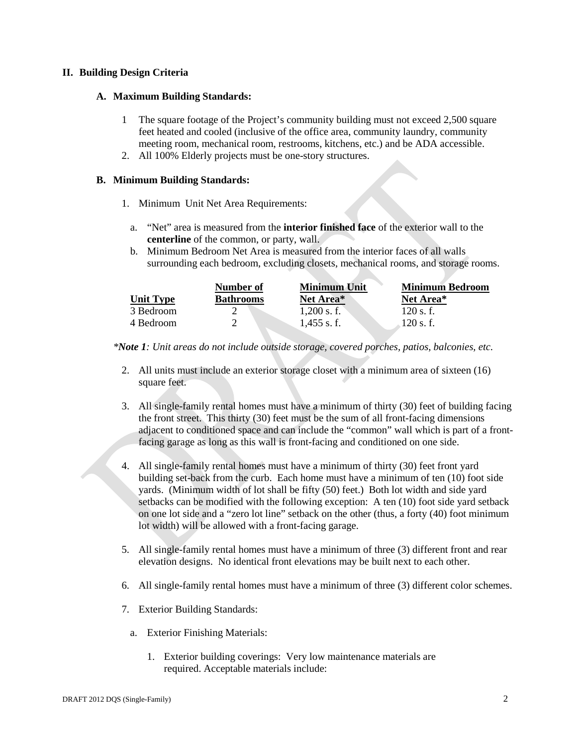## II. Building Design Criteria

### A. Maximum Building Standards:

1 The square footage of the Project's community building must not exceed 2,500 square feet heated and cooled (inclusive of the office area, community laundry, community meeting room, mechanical room, restrooms, kitchens, etc.) and be ADA accessible.

2. All 100% Elderly projects must be one-story structures.

### B. Minimum Building Standards:

1. Minimum Unit Net Area Requirements:

   a. "Net" area is measured from the **interior finished face** of the exterior wall to the **centerline** of the common, or party, wall.

   b. Minimum Bedroom Net Area is measured from the interior faces of all walls surrounding each bedroom, excluding closets, mechanical rooms, and storage rooms.

| Unit Type | Number of Bathrooms | Minimum Unit Net Area* | Minimum Bedroom Net Area* |
|---|---|---|---|
| 3 Bedroom | 2 | 1,200 s. f. | 120 s. f. |
| 4 Bedroom | 2 | 1,455 s. f. | 120 s. f. |

**Note 1*: *Unit areas do not include outside storage, covered porches, patios, balconies, etc.*

2. All units must include an exterior storage closet with a minimum area of sixteen (16) square feet.

3. All single-family rental homes must have a minimum of thirty (30) feet of building facing the front street. This thirty (30) feet must be the sum of all front-facing dimensions adjacent to conditioned space and can include the "common" wall which is part of a front-facing garage as long as this wall is front-facing and conditioned on one side.

4. All single-family rental homes must have a minimum of thirty (30) feet front yard building set-back from the curb. Each home must have a minimum of ten (10) foot side yards. (Minimum width of lot shall be fifty (50) feet.) Both lot width and side yard setbacks can be modified with the following exception: A ten (10) foot side yard setback on one lot side and a "zero lot line" setback on the other (thus, a forty (40) foot minimum lot width) will be allowed with a front-facing garage.

5. All single-family rental homes must have a minimum of three (3) different front and rear elevation designs. No identical front elevations may be built next to each other.

6. All single-family rental homes must have a minimum of three (3) different color schemes.

7. Exterior Building Standards:

   a. Exterior Finishing Materials:

      1. Exterior building coverings: Very low maintenance materials are required. Acceptable materials include: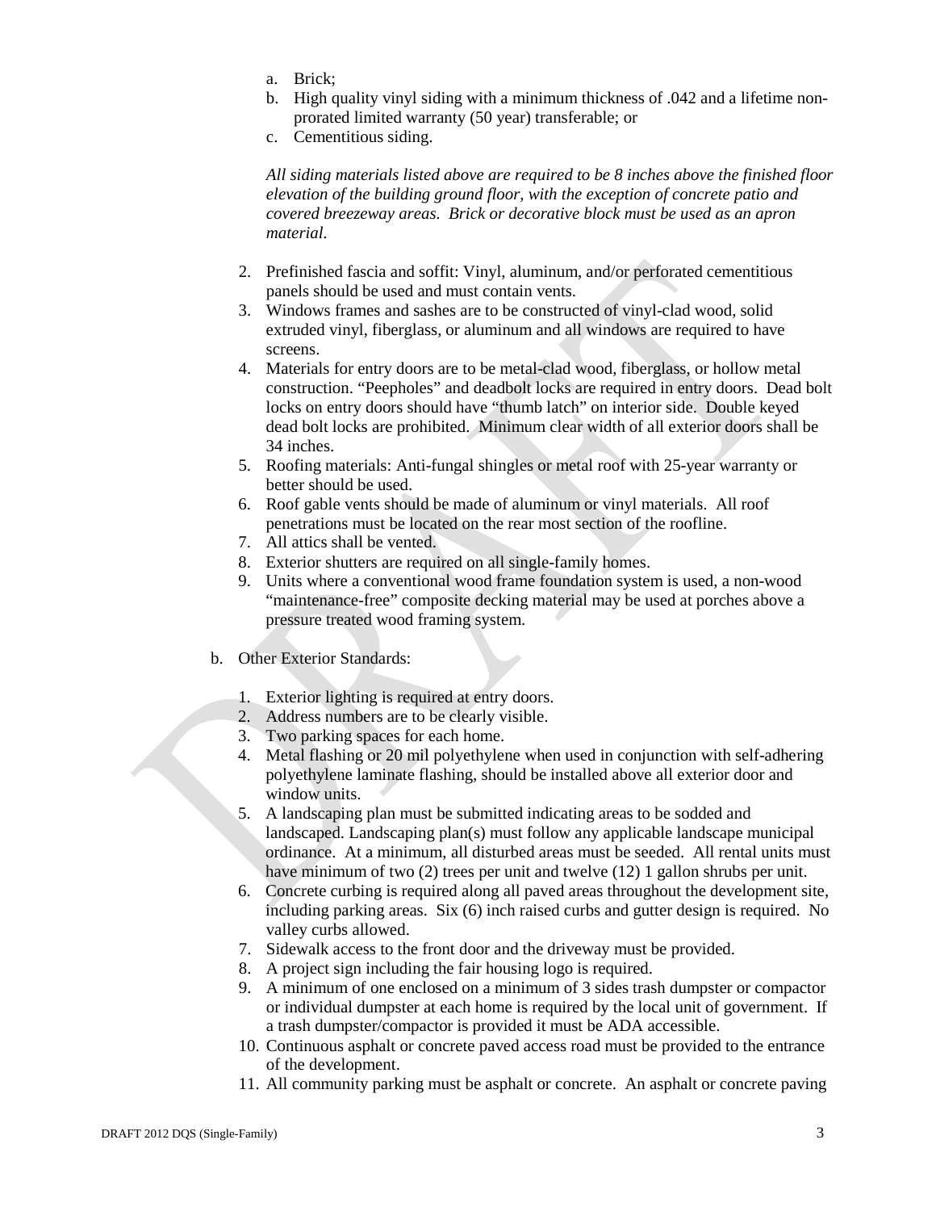a. Brick;
   b. High quality vinyl siding with a minimum thickness of .042 and a lifetime non-prorated limited warranty (50 year) transferable; or
   c. Cementitious siding.

   *All siding materials listed above are required to be 8 inches above the finished floor elevation of the building ground floor, with the exception of concrete patio and covered breezeway areas. Brick or decorative block must be used as an apron material.*

2. Prefinished fascia and soffit: Vinyl, aluminum, and/or perforated cementitious panels should be used and must contain vents.
3. Windows frames and sashes are to be constructed of vinyl-clad wood, solid extruded vinyl, fiberglass, or aluminum and all windows are required to have screens.
4. Materials for entry doors are to be metal-clad wood, fiberglass, or hollow metal construction. "Peepholes" and deadbolt locks are required in entry doors. Dead bolt locks on entry doors should have "thumb latch" on interior side. Double keyed dead bolt locks are prohibited. Minimum clear width of all exterior doors shall be 34 inches.
5. Roofing materials: Anti-fungal shingles or metal roof with 25-year warranty or better should be used.
6. Roof gable vents should be made of aluminum or vinyl materials. All roof penetrations must be located on the rear most section of the roofline.
7. All attics shall be vented.
8. Exterior shutters are required on all single-family homes.
9. Units where a conventional wood frame foundation system is used, a non-wood "maintenance-free" composite decking material may be used at porches above a pressure treated wood framing system.

b. Other Exterior Standards:

1. Exterior lighting is required at entry doors.
2. Address numbers are to be clearly visible.
3. Two parking spaces for each home.
4. Metal flashing or 20 mil polyethylene when used in conjunction with self-adhering polyethylene laminate flashing, should be installed above all exterior door and window units.
5. A landscaping plan must be submitted indicating areas to be sodded and landscaped. Landscaping plan(s) must follow any applicable landscape municipal ordinance. At a minimum, all disturbed areas must be seeded. All rental units must have minimum of two (2) trees per unit and twelve (12) 1 gallon shrubs per unit.
6. Concrete curbing is required along all paved areas throughout the development site, including parking areas. Six (6) inch raised curbs and gutter design is required. No valley curbs allowed.
7. Sidewalk access to the front door and the driveway must be provided.
8. A project sign including the fair housing logo is required.
9. A minimum of one enclosed on a minimum of 3 sides trash dumpster or compactor or individual dumpster at each home is required by the local unit of government. If a trash dumpster/compactor is provided it must be ADA accessible.
10. Continuous asphalt or concrete paved access road must be provided to the entrance of the development.
11. All community parking must be asphalt or concrete. An asphalt or concrete paving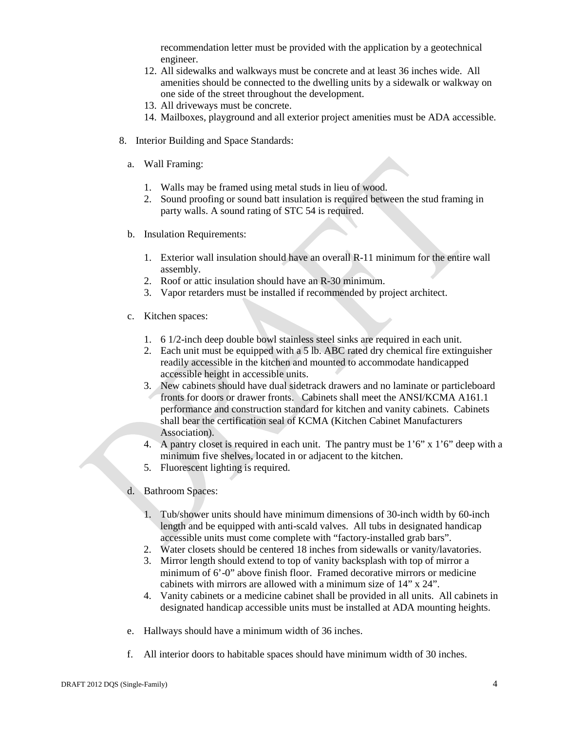recommendation letter must be provided with the application by a geotechnical engineer.

12. All sidewalks and walkways must be concrete and at least 36 inches wide. All amenities should be connected to the dwelling units by a sidewalk or walkway on one side of the street throughout the development.
13. All driveways must be concrete.
14. Mailboxes, playground and all exterior project amenities must be ADA accessible.

8. Interior Building and Space Standards:

   a. Wall Framing:

      1. Walls may be framed using metal studs in lieu of wood.
      2. Sound proofing or sound batt insulation is required between the stud framing in party walls. A sound rating of STC 54 is required.

   b. Insulation Requirements:

      1. Exterior wall insulation should have an overall R-11 minimum for the entire wall assembly.
      2. Roof or attic insulation should have an R-30 minimum.
      3. Vapor retarders must be installed if recommended by project architect.

   c. Kitchen spaces:

      1. 6 1/2-inch deep double bowl stainless steel sinks are required in each unit.
      2. Each unit must be equipped with a 5 lb. ABC rated dry chemical fire extinguisher readily accessible in the kitchen and mounted to accommodate handicapped accessible height in accessible units.
      3. New cabinets should have dual sidetrack drawers and no laminate or particleboard fronts for doors or drawer fronts. Cabinets shall meet the ANSI/KCMA A161.1 performance and construction standard for kitchen and vanity cabinets. Cabinets shall bear the certification seal of KCMA (Kitchen Cabinet Manufacturers Association).
      4. A pantry closet is required in each unit. The pantry must be 1'6" x 1'6" deep with a minimum five shelves, located in or adjacent to the kitchen.
      5. Fluorescent lighting is required.

   d. Bathroom Spaces:

      1. Tub/shower units should have minimum dimensions of 30-inch width by 60-inch length and be equipped with anti-scald valves. All tubs in designated handicap accessible units must come complete with "factory-installed grab bars".
      2. Water closets should be centered 18 inches from sidewalls or vanity/lavatories.
      3. Mirror length should extend to top of vanity backsplash with top of mirror a minimum of 6'-0" above finish floor. Framed decorative mirrors or medicine cabinets with mirrors are allowed with a minimum size of 14" x 24".
      4. Vanity cabinets or a medicine cabinet shall be provided in all units. All cabinets in designated handicap accessible units must be installed at ADA mounting heights.

   e. Hallways should have a minimum width of 36 inches.

   f. All interior doors to habitable spaces should have minimum width of 30 inches.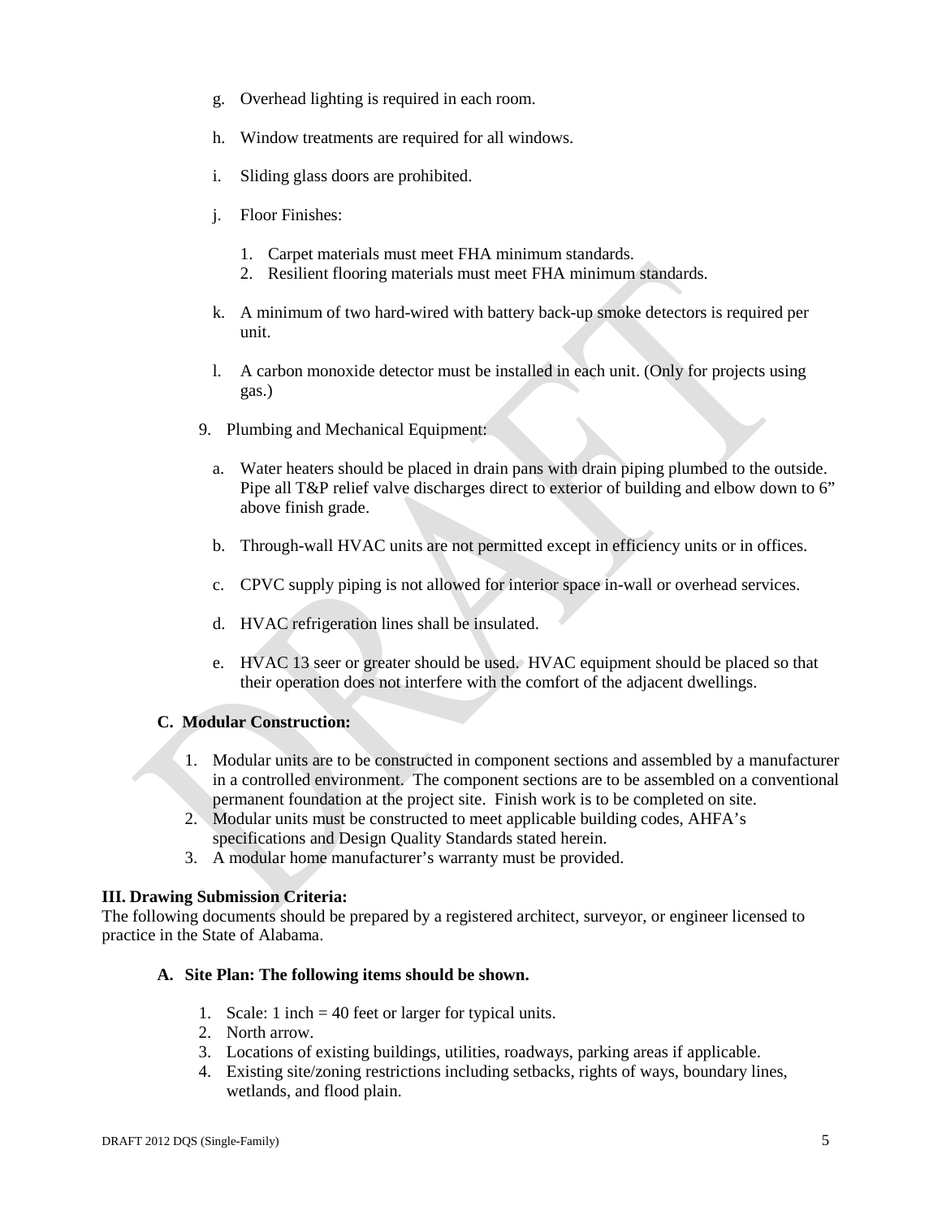g. Overhead lighting is required in each room.

h. Window treatments are required for all windows.

i. Sliding glass doors are prohibited.

j. Floor Finishes:

    1. Carpet materials must meet FHA minimum standards.
    2. Resilient flooring materials must meet FHA minimum standards.

k. A minimum of two hard-wired with battery back-up smoke detectors is required per unit.

l. A carbon monoxide detector must be installed in each unit. (Only for projects using gas.)

9. Plumbing and Mechanical Equipment:

    a. Water heaters should be placed in drain pans with drain piping plumbed to the outside. Pipe all T&P relief valve discharges direct to exterior of building and elbow down to 6" above finish grade.

    b. Through-wall HVAC units are not permitted except in efficiency units or in offices.

    c. CPVC supply piping is not allowed for interior space in-wall or overhead services.

    d. HVAC refrigeration lines shall be insulated.

    e. HVAC 13 seer or greater should be used. HVAC equipment should be placed so that their operation does not interfere with the comfort of the adjacent dwellings.

**C. Modular Construction:**

1. Modular units are to be constructed in component sections and assembled by a manufacturer in a controlled environment. The component sections are to be assembled on a conventional permanent foundation at the project site. Finish work is to be completed on site.
2. Modular units must be constructed to meet applicable building codes, AHFA's specifications and Design Quality Standards stated herein.
3. A modular home manufacturer's warranty must be provided.

**III. Drawing Submission Criteria:**

The following documents should be prepared by a registered architect, surveyor, or engineer licensed to practice in the State of Alabama.

**A. Site Plan: The following items should be shown.**

1. Scale: 1 inch = 40 feet or larger for typical units.
2. North arrow.
3. Locations of existing buildings, utilities, roadways, parking areas if applicable.
4. Existing site/zoning restrictions including setbacks, rights of ways, boundary lines, wetlands, and flood plain.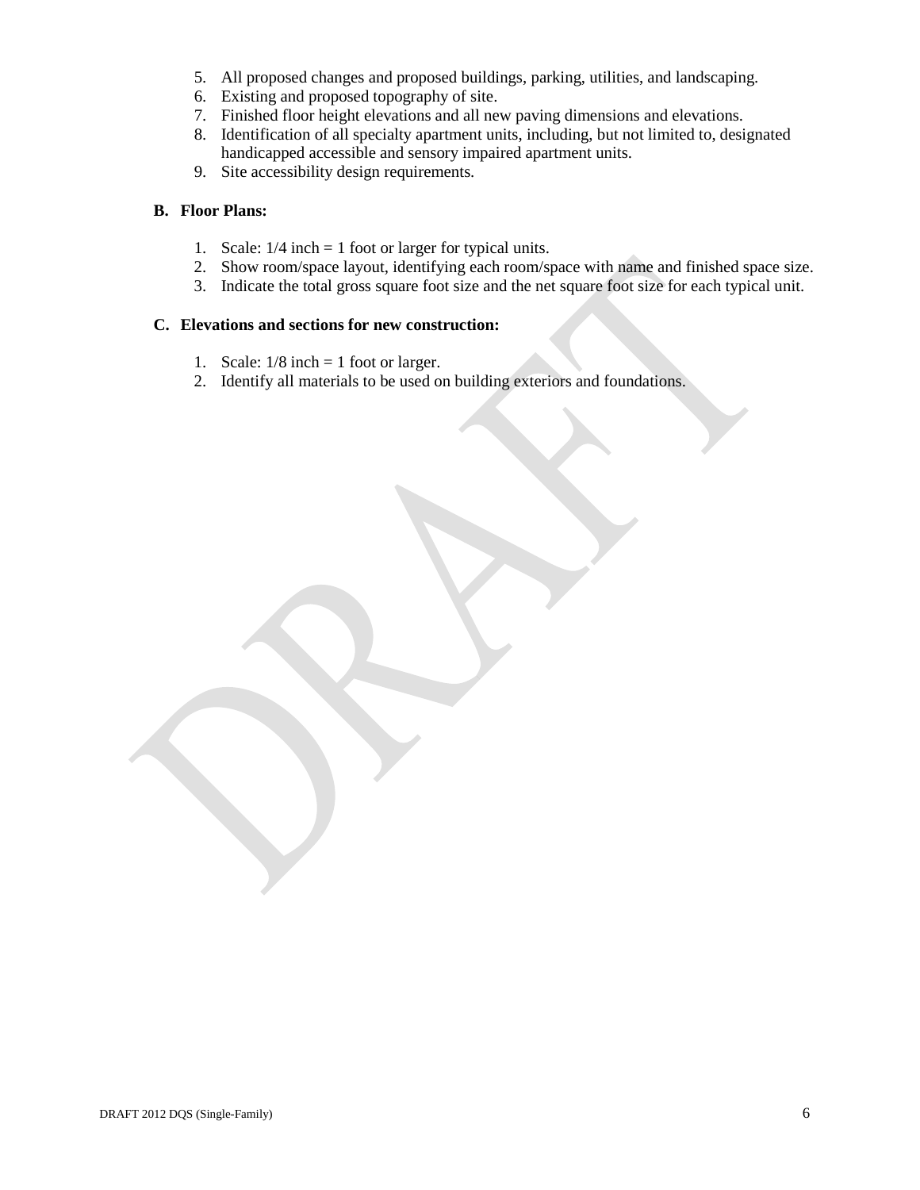5. All proposed changes and proposed buildings, parking, utilities, and landscaping.
6. Existing and proposed topography of site.
7. Finished floor height elevations and all new paving dimensions and elevations.
8. Identification of all specialty apartment units, including, but not limited to, designated handicapped accessible and sensory impaired apartment units.
9. Site accessibility design requirements.

**B. Floor Plans:**

1. Scale: 1/4 inch = 1 foot or larger for typical units.
2. Show room/space layout, identifying each room/space with name and finished space size.
3. Indicate the total gross square foot size and the net square foot size for each typical unit.

**C. Elevations and sections for new construction:**

1. Scale: 1/8 inch = 1 foot or larger.
2. Identify all materials to be used on building exteriors and foundations.